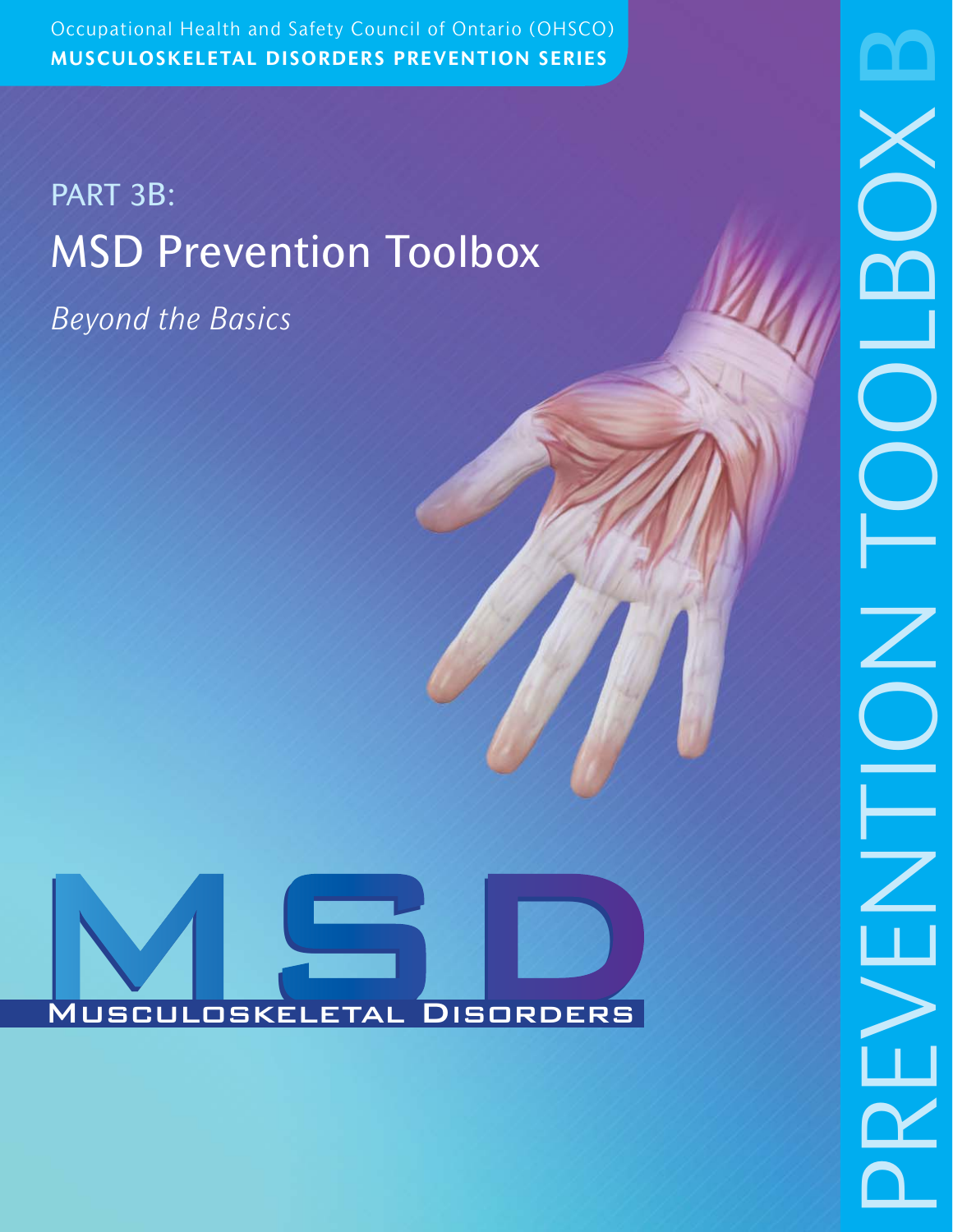Occupational Health and Safety Council of Ontario (OHSCO)

**MUSCULOSKELETAL DISORDERS PREVENTION SERIES**

## PART 3B:

# MSD Prevention Toolbox

*Beyond the Basics*

MSD

Musculoskeletal Disorders

PREVENTION TOOLBOX B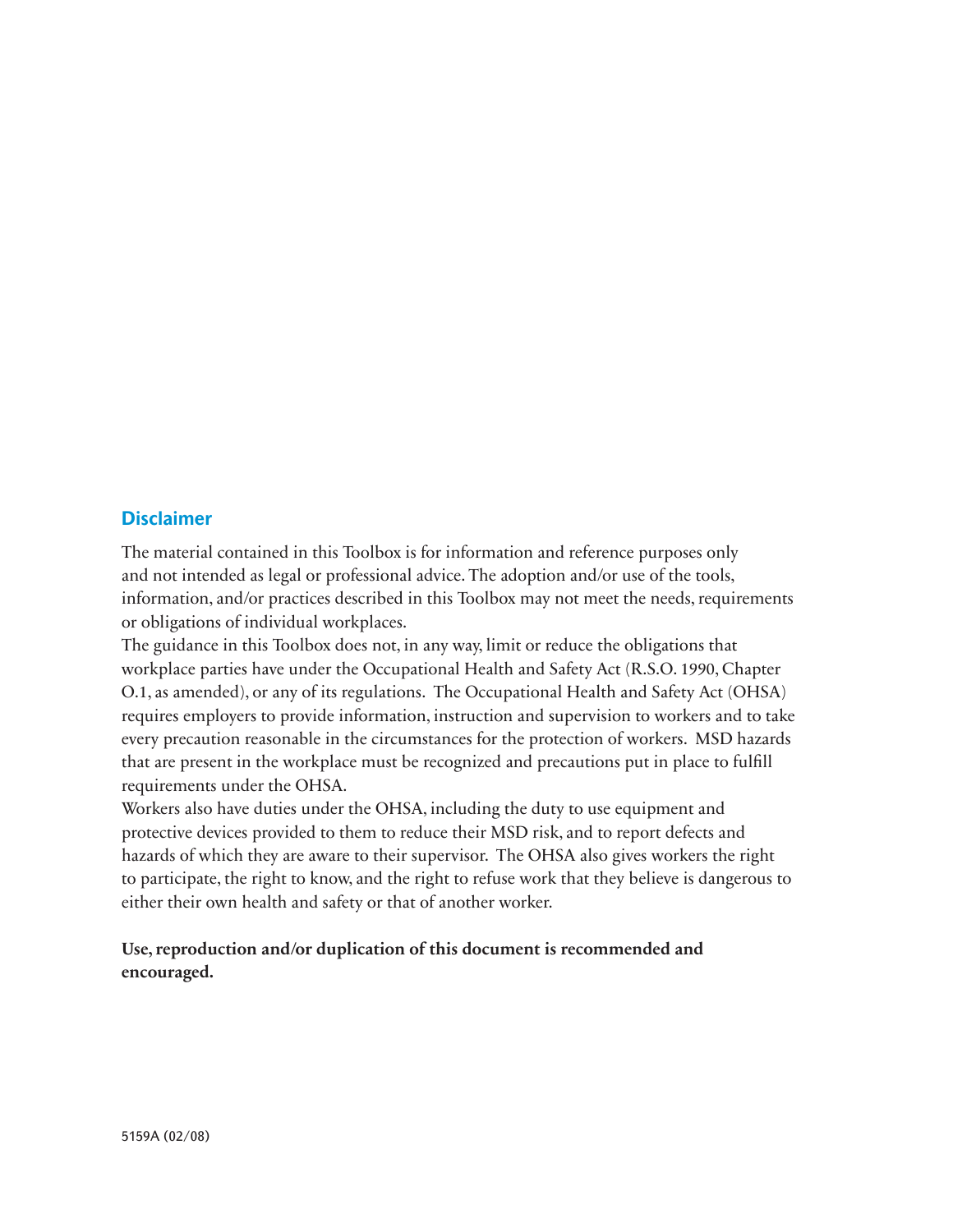## Disclaimer

The material contained in this Toolbox is for information and reference purposes only and not intended as legal or professional advice. The adoption and/or use of the tools, information, and/or practices described in this Toolbox may not meet the needs, requirements or obligations of individual workplaces.

The guidance in this Toolbox does not, in any way, limit or reduce the obligations that workplace parties have under the Occupational Health and Safety Act (R.S.O. 1990, Chapter O.1, as amended), or any of its regulations. The Occupational Health and Safety Act (OHSA) requires employers to provide information, instruction and supervision to workers and to take every precaution reasonable in the circumstances for the protection of workers. MSD hazards that are present in the workplace must be recognized and precautions put in place to fulfill requirements under the OHSA.

Workers also have duties under the OHSA, including the duty to use equipment and protective devices provided to them to reduce their MSD risk, and to report defects and hazards of which they are aware to their supervisor. The OHSA also gives workers the right to participate, the right to know, and the right to refuse work that they believe is dangerous to either their own health and safety or that of another worker.

**Use, reproduction and/or duplication of this document is recommended and encouraged.**

5159A (02/08)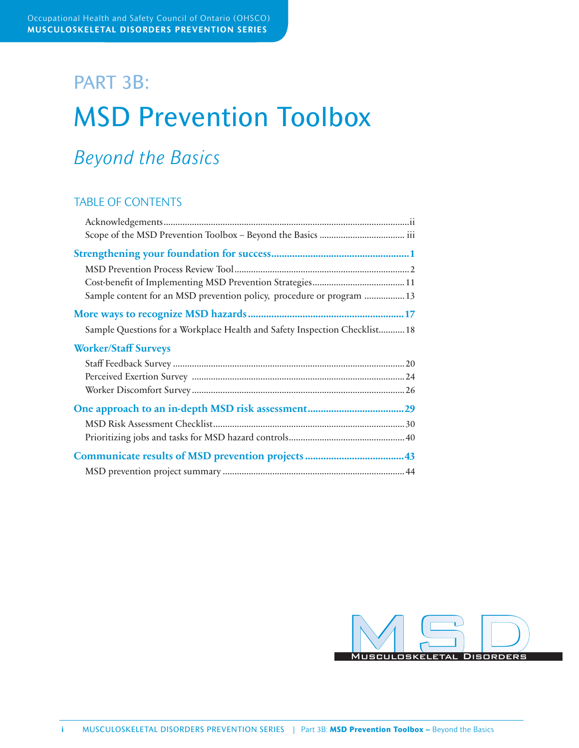# PART 3B:

# MSD Prevention Toolbox

## *Beyond the Basics*

### TABLE OF CONTENTS

Acknowledgements ..... ii
Scope of the MSD Prevention Toolbox – Beyond the Basics ..... iii

**Strengthening your foundation for success ..... 1**

MSD Prevention Process Review Tool ..... 2
Cost-benefit of Implementing MSD Prevention Strategies ..... 11
Sample content for an MSD prevention policy, procedure or program ..... 13

**More ways to recognize MSD hazards ..... 17**

Sample Questions for a Workplace Health and Safety Inspection Checklist ..... 18

**Worker/Staff Surveys**

Staff Feedback Survey ..... 20
Perceived Exertion Survey ..... 24
Worker Discomfort Survey ..... 26

**One approach to an in-depth MSD risk assessment ..... 29**

MSD Risk Assessment Checklist ..... 30
Prioritizing jobs and tasks for MSD hazard controls ..... 40

**Communicate results of MSD prevention projects ..... 43**

MSD prevention project summary ..... 44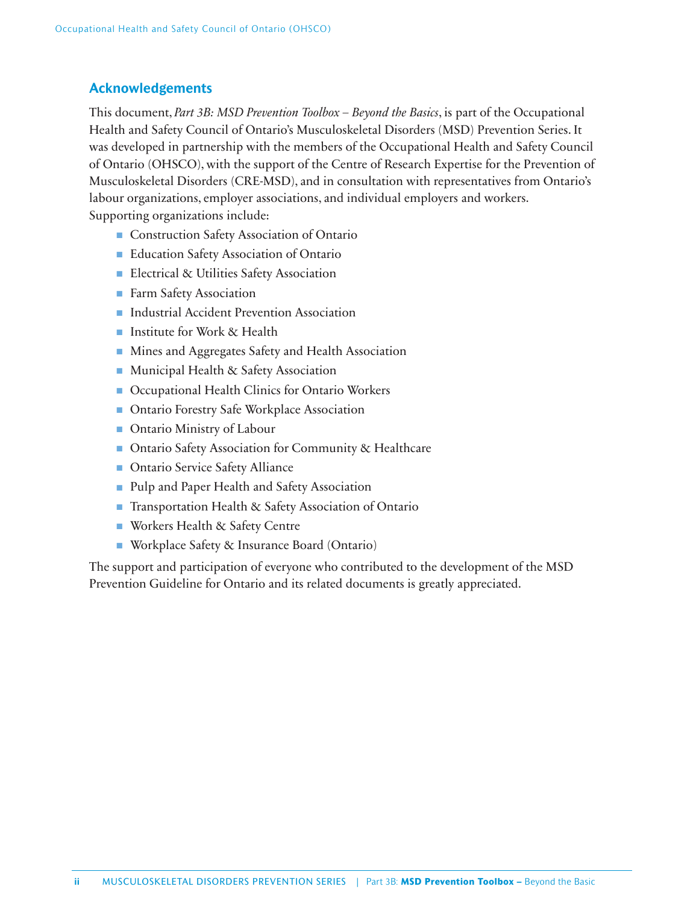## Acknowledgements

This document, *Part 3B: MSD Prevention Toolbox – Beyond the Basics*, is part of the Occupational Health and Safety Council of Ontario's Musculoskeletal Disorders (MSD) Prevention Series. It was developed in partnership with the members of the Occupational Health and Safety Council of Ontario (OHSCO), with the support of the Centre of Research Expertise for the Prevention of Musculoskeletal Disorders (CRE-MSD), and in consultation with representatives from Ontario's labour organizations, employer associations, and individual employers and workers. Supporting organizations include:

- Construction Safety Association of Ontario
- Education Safety Association of Ontario
- Electrical & Utilities Safety Association
- Farm Safety Association
- Industrial Accident Prevention Association
- Institute for Work & Health
- Mines and Aggregates Safety and Health Association
- Municipal Health & Safety Association
- Occupational Health Clinics for Ontario Workers
- Ontario Forestry Safe Workplace Association
- Ontario Ministry of Labour
- Ontario Safety Association for Community & Healthcare
- Ontario Service Safety Alliance
- Pulp and Paper Health and Safety Association
- Transportation Health & Safety Association of Ontario
- Workers Health & Safety Centre
- Workplace Safety & Insurance Board (Ontario)

The support and participation of everyone who contributed to the development of the MSD Prevention Guideline for Ontario and its related documents is greatly appreciated.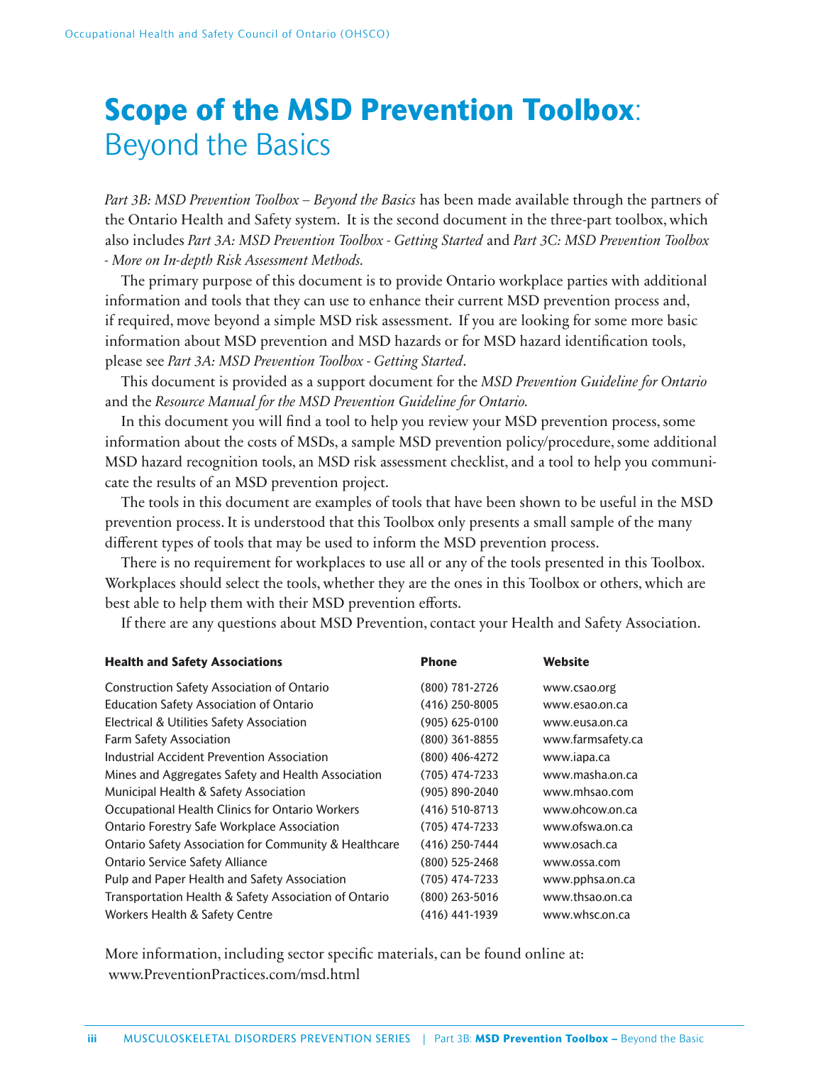# **Scope of the MSD Prevention Toolbox**: Beyond the Basics

*Part 3B: MSD Prevention Toolbox – Beyond the Basics* has been made available through the partners of the Ontario Health and Safety system. It is the second document in the three-part toolbox, which also includes *Part 3A: MSD Prevention Toolbox - Getting Started* and *Part 3C: MSD Prevention Toolbox - More on In-depth Risk Assessment Methods.*

The primary purpose of this document is to provide Ontario workplace parties with additional information and tools that they can use to enhance their current MSD prevention process and, if required, move beyond a simple MSD risk assessment. If you are looking for some more basic information about MSD prevention and MSD hazards or for MSD hazard identification tools, please see *Part 3A: MSD Prevention Toolbox - Getting Started*.

This document is provided as a support document for the *MSD Prevention Guideline for Ontario* and the *Resource Manual for the MSD Prevention Guideline for Ontario.*

In this document you will find a tool to help you review your MSD prevention process, some information about the costs of MSDs, a sample MSD prevention policy/procedure, some additional MSD hazard recognition tools, an MSD risk assessment checklist, and a tool to help you communicate the results of an MSD prevention project.

The tools in this document are examples of tools that have been shown to be useful in the MSD prevention process. It is understood that this Toolbox only presents a small sample of the many different types of tools that may be used to inform the MSD prevention process.

There is no requirement for workplaces to use all or any of the tools presented in this Toolbox. Workplaces should select the tools, whether they are the ones in this Toolbox or others, which are best able to help them with their MSD prevention efforts.

If there are any questions about MSD Prevention, contact your Health and Safety Association.

| **Health and Safety Associations** | **Phone** | **Website** |
|---|---|---|
| Construction Safety Association of Ontario | (800) 781-2726 | www.csao.org |
| Education Safety Association of Ontario | (416) 250-8005 | www.esao.on.ca |
| Electrical & Utilities Safety Association | (905) 625-0100 | www.eusa.on.ca |
| Farm Safety Association | (800) 361-8855 | www.farmsafety.ca |
| Industrial Accident Prevention Association | (800) 406-4272 | www.iapa.ca |
| Mines and Aggregates Safety and Health Association | (705) 474-7233 | www.masha.on.ca |
| Municipal Health & Safety Association | (905) 890-2040 | www.mhsao.com |
| Occupational Health Clinics for Ontario Workers | (416) 510-8713 | www.ohcow.on.ca |
| Ontario Forestry Safe Workplace Association | (705) 474-7233 | www.ofswa.on.ca |
| Ontario Safety Association for Community & Healthcare | (416) 250-7444 | www.osach.ca |
| Ontario Service Safety Alliance | (800) 525-2468 | www.ossa.com |
| Pulp and Paper Health and Safety Association | (705) 474-7233 | www.pphsa.on.ca |
| Transportation Health & Safety Association of Ontario | (800) 263-5016 | www.thsao.on.ca |
| Workers Health & Safety Centre | (416) 441-1939 | www.whsc.on.ca |

More information, including sector specific materials, can be found online at:
www.PreventionPractices.com/msd.html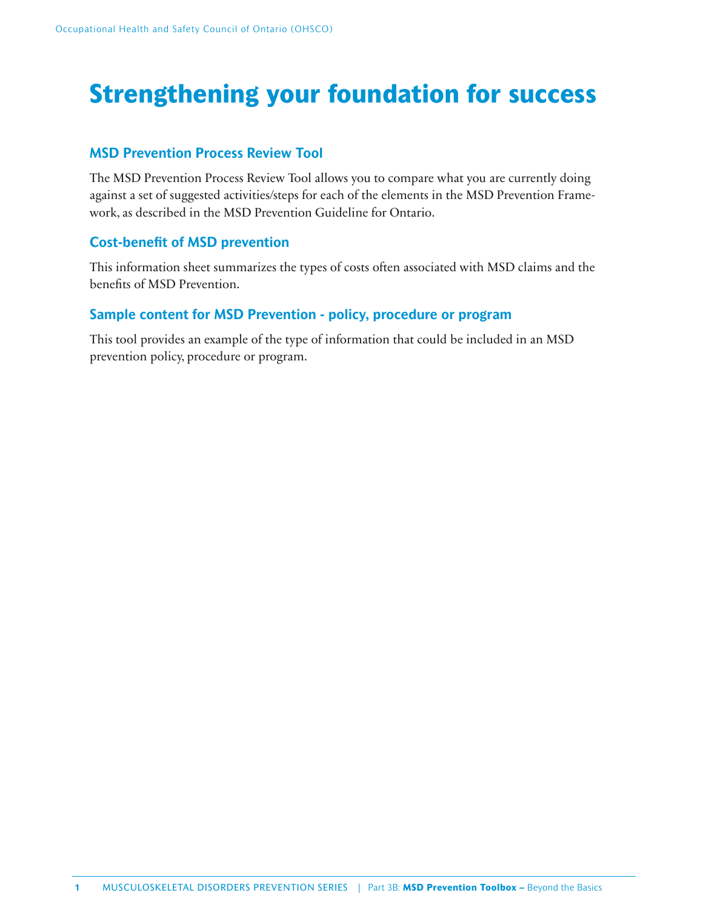# Strengthening your foundation for success

### MSD Prevention Process Review Tool

The MSD Prevention Process Review Tool allows you to compare what you are currently doing against a set of suggested activities/steps for each of the elements in the MSD Prevention Framework, as described in the MSD Prevention Guideline for Ontario.

### Cost-benefit of MSD prevention

This information sheet summarizes the types of costs often associated with MSD claims and the benefits of MSD Prevention.

### Sample content for MSD Prevention - policy, procedure or program

This tool provides an example of the type of information that could be included in an MSD prevention policy, procedure or program.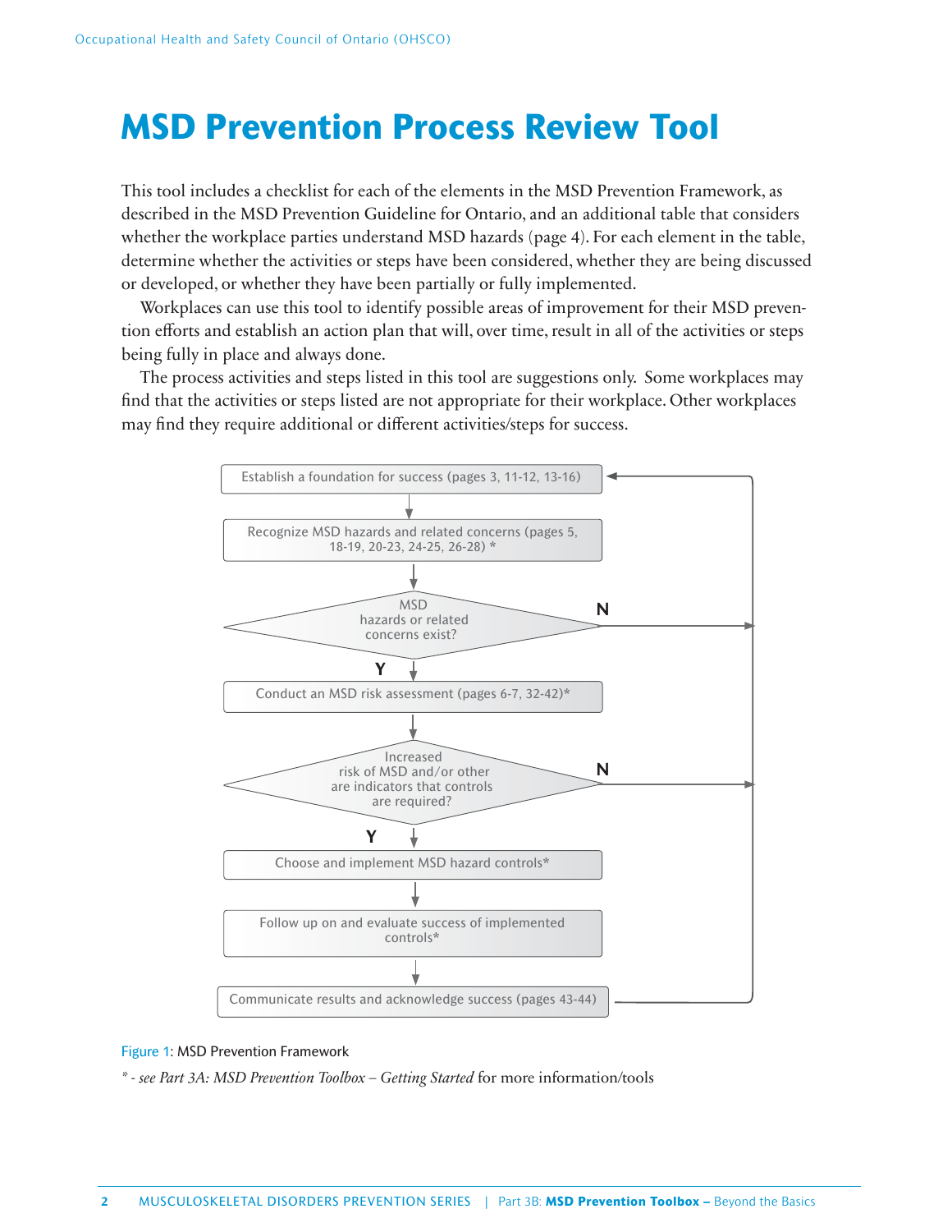# MSD Prevention Process Review Tool

This tool includes a checklist for each of the elements in the MSD Prevention Framework, as described in the MSD Prevention Guideline for Ontario, and an additional table that considers whether the workplace parties understand MSD hazards (page 4). For each element in the table, determine whether the activities or steps have been considered, whether they are being discussed or developed, or whether they have been partially or fully implemented.

Workplaces can use this tool to identify possible areas of improvement for their MSD prevention efforts and establish an action plan that will, over time, result in all of the activities or steps being fully in place and always done.

The process activities and steps listed in this tool are suggestions only. Some workplaces may find that the activities or steps listed are not appropriate for their workplace. Other workplaces may find they require additional or different activities/steps for success.

Establish a foundation for success (pages 3, 11-12, 13-16)

Recognize MSD hazards and related concerns (pages 5, 18-19, 20-23, 24-25, 26-28) *

MSD hazards or related concerns exist?

N

Y

Conduct an MSD risk assessment (pages 6-7, 32-42)*

Increased risk of MSD and/or other are indicators that controls are required?

N

Y

Choose and implement MSD hazard controls*

Follow up on and evaluate success of implemented controls*

Communicate results and acknowledge success (pages 43-44)

Figure 1: MSD Prevention Framework

* - *see Part 3A: MSD Prevention Toolbox – Getting Started* for more information/tools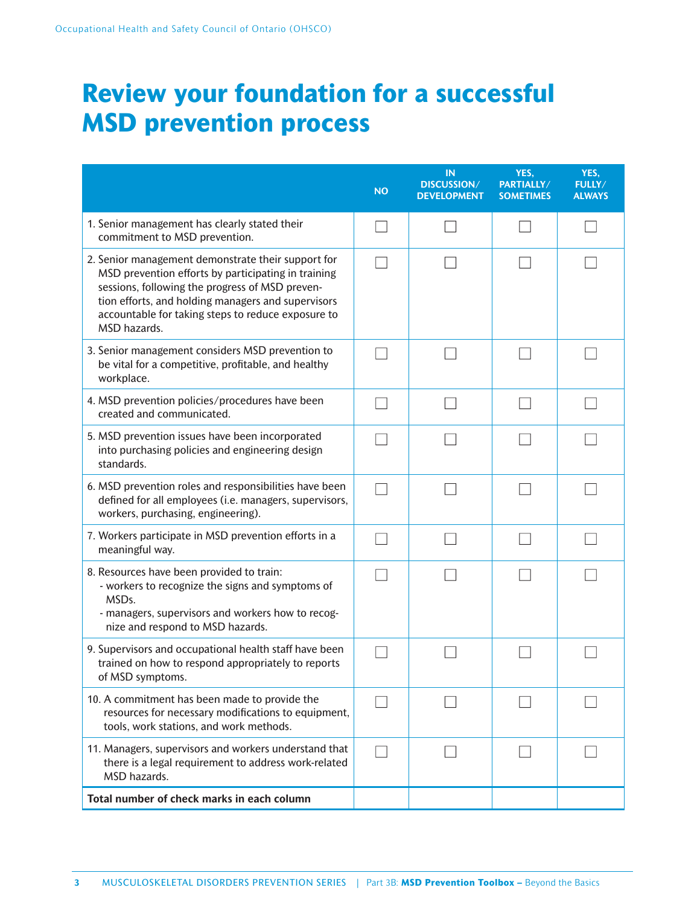# Review your foundation for a successful MSD prevention process

| | NO | IN DISCUSSION/ DEVELOPMENT | YES, PARTIALLY/ SOMETIMES | YES, FULLY/ ALWAYS |
|---|---|---|---|---|
| 1. Senior management has clearly stated their commitment to MSD prevention. | ☐ | ☐ | ☐ | ☐ |
| 2. Senior management demonstrate their support for MSD prevention efforts by participating in training sessions, following the progress of MSD prevention efforts, and holding managers and supervisors accountable for taking steps to reduce exposure to MSD hazards. | ☐ | ☐ | ☐ | ☐ |
| 3. Senior management considers MSD prevention to be vital for a competitive, profitable, and healthy workplace. | ☐ | ☐ | ☐ | ☐ |
| 4. MSD prevention policies/procedures have been created and communicated. | ☐ | ☐ | ☐ | ☐ |
| 5. MSD prevention issues have been incorporated into purchasing policies and engineering design standards. | ☐ | ☐ | ☐ | ☐ |
| 6. MSD prevention roles and responsibilities have been defined for all employees (i.e. managers, supervisors, workers, purchasing, engineering). | ☐ | ☐ | ☐ | ☐ |
| 7. Workers participate in MSD prevention efforts in a meaningful way. | ☐ | ☐ | ☐ | ☐ |
| 8. Resources have been provided to train:<br>- workers to recognize the signs and symptoms of MSDs.<br>- managers, supervisors and workers how to recognize and respond to MSD hazards. | ☐ | ☐ | ☐ | ☐ |
| 9. Supervisors and occupational health staff have been trained on how to respond appropriately to reports of MSD symptoms. | ☐ | ☐ | ☐ | ☐ |
| 10. A commitment has been made to provide the resources for necessary modifications to equipment, tools, work stations, and work methods. | ☐ | ☐ | ☐ | ☐ |
| 11. Managers, supervisors and workers understand that there is a legal requirement to address work-related MSD hazards. | ☐ | ☐ | ☐ | ☐ |
| **Total number of check marks in each column** | | | | |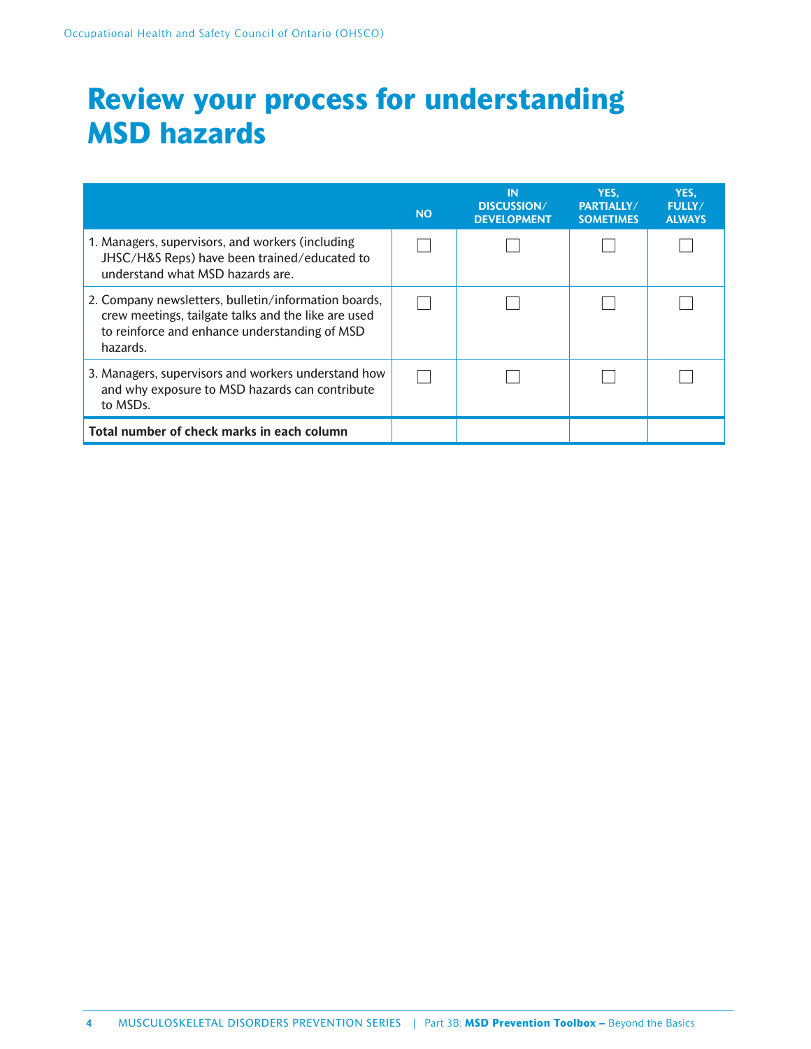# Review your process for understanding MSD hazards

| | NO | IN DISCUSSION/ DEVELOPMENT | YES, PARTIALLY/ SOMETIMES | YES, FULLY/ ALWAYS |
|---|---|---|---|---|
| 1. Managers, supervisors, and workers (including JHSC/H&S Reps) have been trained/educated to understand what MSD hazards are. | ☐ | ☐ | ☐ | ☐ |
| 2. Company newsletters, bulletin/information boards, crew meetings, tailgate talks and the like are used to reinforce and enhance understanding of MSD hazards. | ☐ | ☐ | ☐ | ☐ |
| 3. Managers, supervisors and workers understand how and why exposure to MSD hazards can contribute to MSDs. | ☐ | ☐ | ☐ | ☐ |
| **Total number of check marks in each column** | | | | |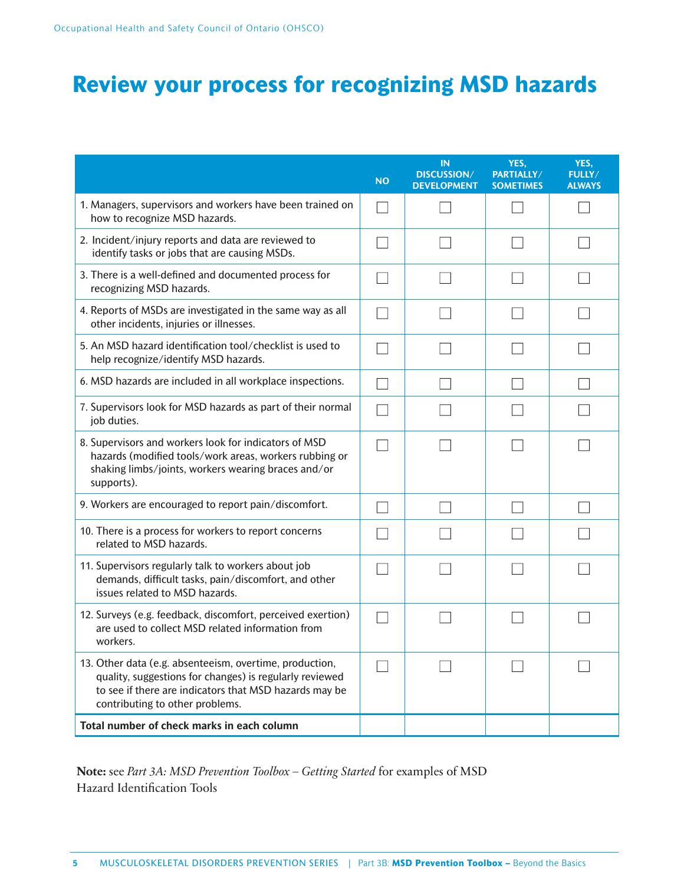# Review your process for recognizing MSD hazards

| | NO | IN DISCUSSION/ DEVELOPMENT | YES, PARTIALLY/ SOMETIMES | YES, FULLY/ ALWAYS |
|---|---|---|---|---|
| 1. Managers, supervisors and workers have been trained on how to recognize MSD hazards. | ☐ | ☐ | ☐ | ☐ |
| 2. Incident/injury reports and data are reviewed to identify tasks or jobs that are causing MSDs. | ☐ | ☐ | ☐ | ☐ |
| 3. There is a well-defined and documented process for recognizing MSD hazards. | ☐ | ☐ | ☐ | ☐ |
| 4. Reports of MSDs are investigated in the same way as all other incidents, injuries or illnesses. | ☐ | ☐ | ☐ | ☐ |
| 5. An MSD hazard identification tool/checklist is used to help recognize/identify MSD hazards. | ☐ | ☐ | ☐ | ☐ |
| 6. MSD hazards are included in all workplace inspections. | ☐ | ☐ | ☐ | ☐ |
| 7. Supervisors look for MSD hazards as part of their normal job duties. | ☐ | ☐ | ☐ | ☐ |
| 8. Supervisors and workers look for indicators of MSD hazards (modified tools/work areas, workers rubbing or shaking limbs/joints, workers wearing braces and/or supports). | ☐ | ☐ | ☐ | ☐ |
| 9. Workers are encouraged to report pain/discomfort. | ☐ | ☐ | ☐ | ☐ |
| 10. There is a process for workers to report concerns related to MSD hazards. | ☐ | ☐ | ☐ | ☐ |
| 11. Supervisors regularly talk to workers about job demands, difficult tasks, pain/discomfort, and other issues related to MSD hazards. | ☐ | ☐ | ☐ | ☐ |
| 12. Surveys (e.g. feedback, discomfort, perceived exertion) are used to collect MSD related information from workers. | ☐ | ☐ | ☐ | ☐ |
| 13. Other data (e.g. absenteeism, overtime, production, quality, suggestions for changes) is regularly reviewed to see if there are indicators that MSD hazards may be contributing to other problems. | ☐ | ☐ | ☐ | ☐ |
| **Total number of check marks in each column** | | | | |

**Note:** see *Part 3A: MSD Prevention Toolbox – Getting Started* for examples of MSD Hazard Identification Tools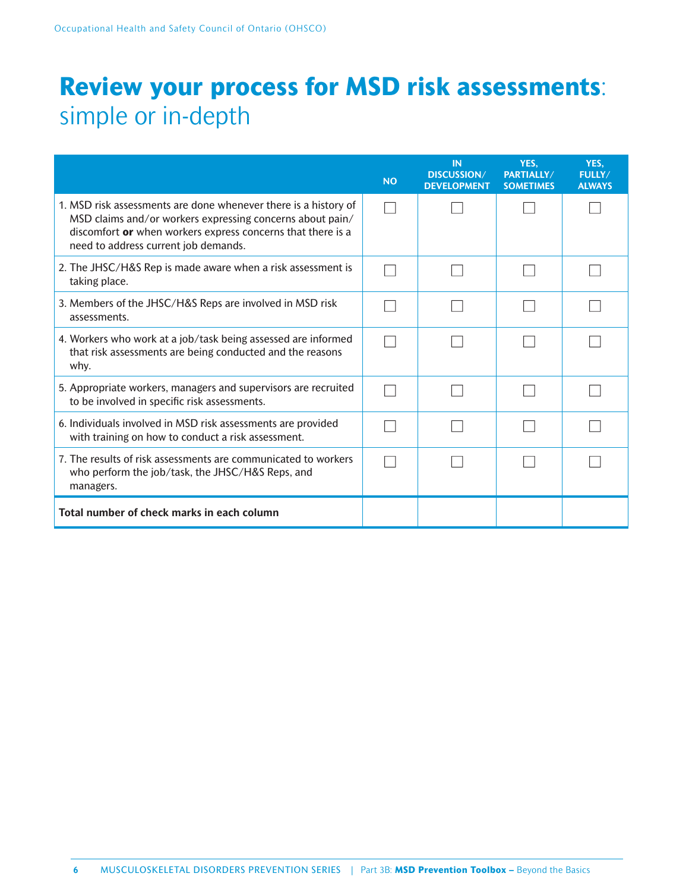# **Review your process for MSD risk assessments**: simple or in-depth

| | NO | IN DISCUSSION/ DEVELOPMENT | YES, PARTIALLY/ SOMETIMES | YES, FULLY/ ALWAYS |
|---|---|---|---|---|
| 1. MSD risk assessments are done whenever there is a history of MSD claims and/or workers expressing concerns about pain/ discomfort **or** when workers express concerns that there is a need to address current job demands. | ☐ | ☐ | ☐ | ☐ |
| 2. The JHSC/H&S Rep is made aware when a risk assessment is taking place. | ☐ | ☐ | ☐ | ☐ |
| 3. Members of the JHSC/H&S Reps are involved in MSD risk assessments. | ☐ | ☐ | ☐ | ☐ |
| 4. Workers who work at a job/task being assessed are informed that risk assessments are being conducted and the reasons why. | ☐ | ☐ | ☐ | ☐ |
| 5. Appropriate workers, managers and supervisors are recruited to be involved in specific risk assessments. | ☐ | ☐ | ☐ | ☐ |
| 6. Individuals involved in MSD risk assessments are provided with training on how to conduct a risk assessment. | ☐ | ☐ | ☐ | ☐ |
| 7. The results of risk assessments are communicated to workers who perform the job/task, the JHSC/H&S Reps, and managers. | ☐ | ☐ | ☐ | ☐ |
| **Total number of check marks in each column** | | | | |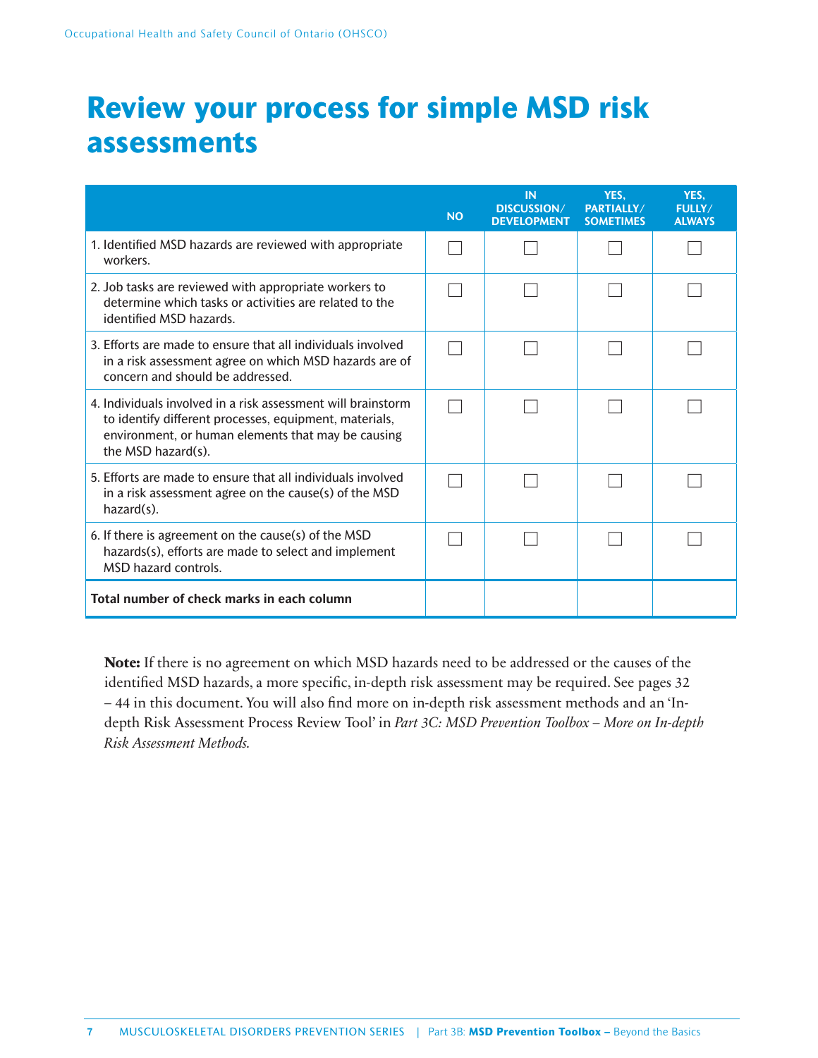# Review your process for simple MSD risk assessments

| | NO | IN DISCUSSION/ DEVELOPMENT | YES, PARTIALLY/ SOMETIMES | YES, FULLY/ ALWAYS |
|---|---|---|---|---|
| 1. Identified MSD hazards are reviewed with appropriate workers. | ☐ | ☐ | ☐ | ☐ |
| 2. Job tasks are reviewed with appropriate workers to determine which tasks or activities are related to the identified MSD hazards. | ☐ | ☐ | ☐ | ☐ |
| 3. Efforts are made to ensure that all individuals involved in a risk assessment agree on which MSD hazards are of concern and should be addressed. | ☐ | ☐ | ☐ | ☐ |
| 4. Individuals involved in a risk assessment will brainstorm to identify different processes, equipment, materials, environment, or human elements that may be causing the MSD hazard(s). | ☐ | ☐ | ☐ | ☐ |
| 5. Efforts are made to ensure that all individuals involved in a risk assessment agree on the cause(s) of the MSD hazard(s). | ☐ | ☐ | ☐ | ☐ |
| 6. If there is agreement on the cause(s) of the MSD hazards(s), efforts are made to select and implement MSD hazard controls. | ☐ | ☐ | ☐ | ☐ |
| **Total number of check marks in each column** | | | | |

**Note:** If there is no agreement on which MSD hazards need to be addressed or the causes of the identified MSD hazards, a more specific, in-depth risk assessment may be required. See pages 32 – 44 in this document. You will also find more on in-depth risk assessment methods and an 'In-depth Risk Assessment Process Review Tool' in *Part 3C: MSD Prevention Toolbox – More on In-depth Risk Assessment Methods.*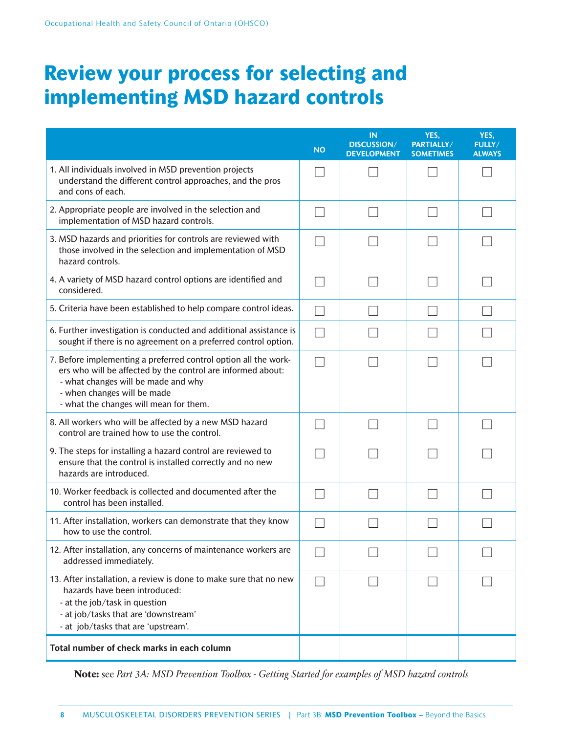# Review your process for selecting and implementing MSD hazard controls

| | NO | IN DISCUSSION/ DEVELOPMENT | YES, PARTIALLY/ SOMETIMES | YES, FULLY/ ALWAYS |
|---|---|---|---|---|
| 1. All individuals involved in MSD prevention projects understand the different control approaches, and the pros and cons of each. | ☐ | ☐ | ☐ | ☐ |
| 2. Appropriate people are involved in the selection and implementation of MSD hazard controls. | ☐ | ☐ | ☐ | ☐ |
| 3. MSD hazards and priorities for controls are reviewed with those involved in the selection and implementation of MSD hazard controls. | ☐ | ☐ | ☐ | ☐ |
| 4. A variety of MSD hazard control options are identified and considered. | ☐ | ☐ | ☐ | ☐ |
| 5. Criteria have been established to help compare control ideas. | ☐ | ☐ | ☐ | ☐ |
| 6. Further investigation is conducted and additional assistance is sought if there is no agreement on a preferred control option. | ☐ | ☐ | ☐ | ☐ |
| 7. Before implementing a preferred control option all the workers who will be affected by the control are informed about:<br>- what changes will be made and why<br>- when changes will be made<br>- what the changes will mean for them. | ☐ | ☐ | ☐ | ☐ |
| 8. All workers who will be affected by a new MSD hazard control are trained how to use the control. | ☐ | ☐ | ☐ | ☐ |
| 9. The steps for installing a hazard control are reviewed to ensure that the control is installed correctly and no new hazards are introduced. | ☐ | ☐ | ☐ | ☐ |
| 10. Worker feedback is collected and documented after the control has been installed. | ☐ | ☐ | ☐ | ☐ |
| 11. After installation, workers can demonstrate that they know how to use the control. | ☐ | ☐ | ☐ | ☐ |
| 12. After installation, any concerns of maintenance workers are addressed immediately. | ☐ | ☐ | ☐ | ☐ |
| 13. After installation, a review is done to make sure that no new hazards have been introduced:<br>- at the job/task in question<br>- at job/tasks that are 'downstream'<br>- at job/tasks that are 'upstream'. | ☐ | ☐ | ☐ | ☐ |
| **Total number of check marks in each column** | | | | |

**Note:** see *Part 3A: MSD Prevention Toolbox - Getting Started for examples of MSD hazard controls*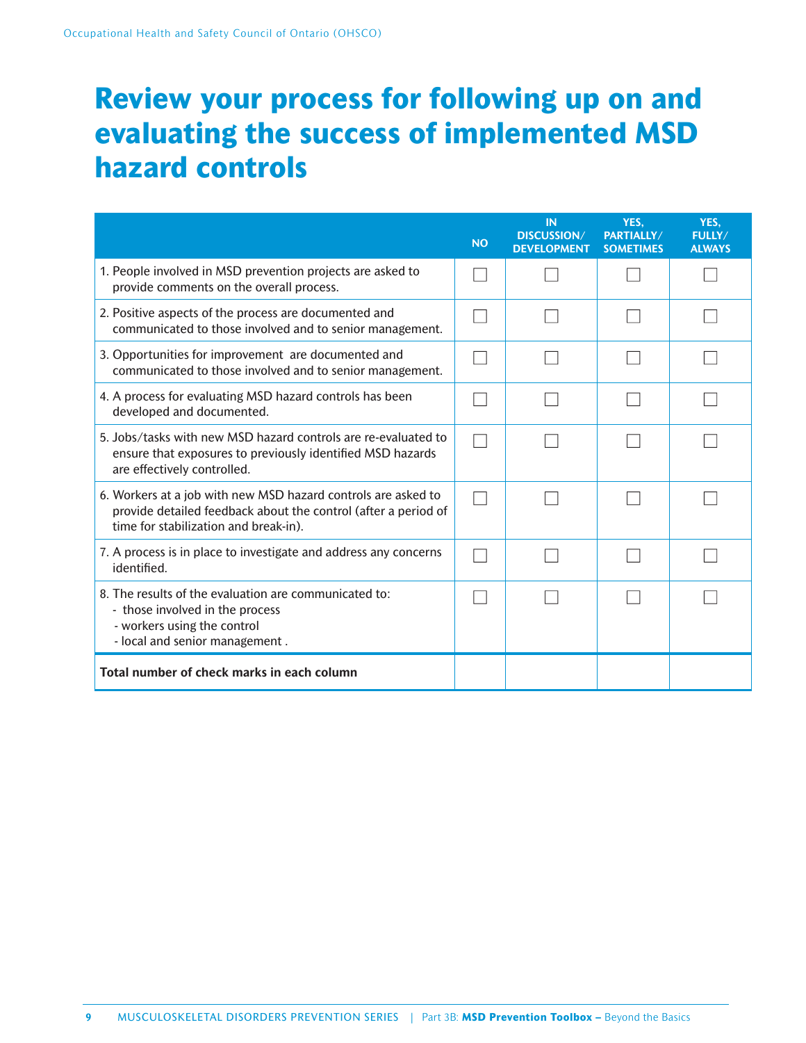# Review your process for following up on and evaluating the success of implemented MSD hazard controls

| | NO | IN DISCUSSION/ DEVELOPMENT | YES, PARTIALLY/ SOMETIMES | YES, FULLY/ ALWAYS |
|---|---|---|---|---|
| 1. People involved in MSD prevention projects are asked to provide comments on the overall process. | ☐ | ☐ | ☐ | ☐ |
| 2. Positive aspects of the process are documented and communicated to those involved and to senior management. | ☐ | ☐ | ☐ | ☐ |
| 3. Opportunities for improvement are documented and communicated to those involved and to senior management. | ☐ | ☐ | ☐ | ☐ |
| 4. A process for evaluating MSD hazard controls has been developed and documented. | ☐ | ☐ | ☐ | ☐ |
| 5. Jobs/tasks with new MSD hazard controls are re-evaluated to ensure that exposures to previously identified MSD hazards are effectively controlled. | ☐ | ☐ | ☐ | ☐ |
| 6. Workers at a job with new MSD hazard controls are asked to provide detailed feedback about the control (after a period of time for stabilization and break-in). | ☐ | ☐ | ☐ | ☐ |
| 7. A process is in place to investigate and address any concerns identified. | ☐ | ☐ | ☐ | ☐ |
| 8. The results of the evaluation are communicated to: - those involved in the process - workers using the control - local and senior management . | ☐ | ☐ | ☐ | ☐ |
| **Total number of check marks in each column** | | | | |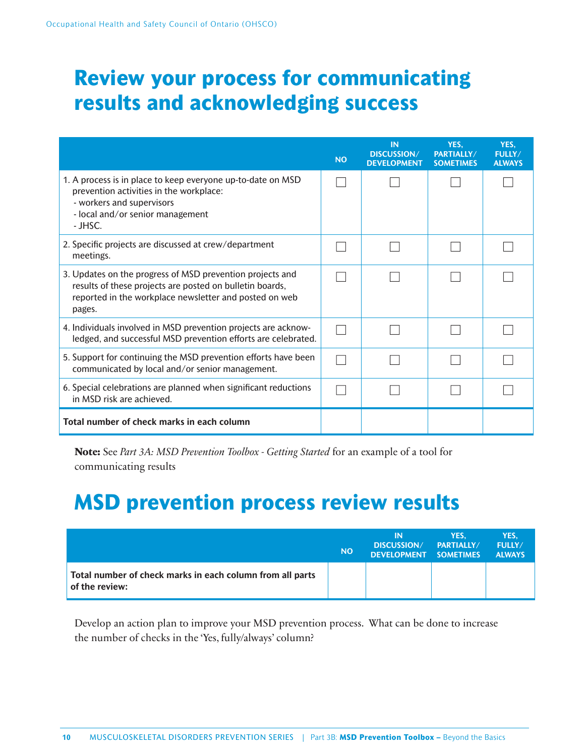# Review your process for communicating results and acknowledging success

| | NO | IN DISCUSSION/ DEVELOPMENT | YES, PARTIALLY/ SOMETIMES | YES, FULLY/ ALWAYS |
|---|---|---|---|---|
| 1. A process is in place to keep everyone up-to-date on MSD prevention activities in the workplace:<br>- workers and supervisors<br>- local and/or senior management<br>- JHSC. | ☐ | ☐ | ☐ | ☐ |
| 2. Specific projects are discussed at crew/department meetings. | ☐ | ☐ | ☐ | ☐ |
| 3. Updates on the progress of MSD prevention projects and results of these projects are posted on bulletin boards, reported in the workplace newsletter and posted on web pages. | ☐ | ☐ | ☐ | ☐ |
| 4. Individuals involved in MSD prevention projects are acknowledged, and successful MSD prevention efforts are celebrated. | ☐ | ☐ | ☐ | ☐ |
| 5. Support for continuing the MSD prevention efforts have been communicated by local and/or senior management. | ☐ | ☐ | ☐ | ☐ |
| 6. Special celebrations are planned when significant reductions in MSD risk are achieved. | ☐ | ☐ | ☐ | ☐ |
| **Total number of check marks in each column** | | | | |

**Note:** See *Part 3A: MSD Prevention Toolbox - Getting Started* for an example of a tool for communicating results

# MSD prevention process review results

| | NO | IN DISCUSSION/ DEVELOPMENT | YES, PARTIALLY/ SOMETIMES | YES, FULLY/ ALWAYS |
|---|---|---|---|---|
| **Total number of check marks in each column from all parts of the review:** | | | | |

Develop an action plan to improve your MSD prevention process. What can be done to increase the number of checks in the 'Yes, fully/always' column?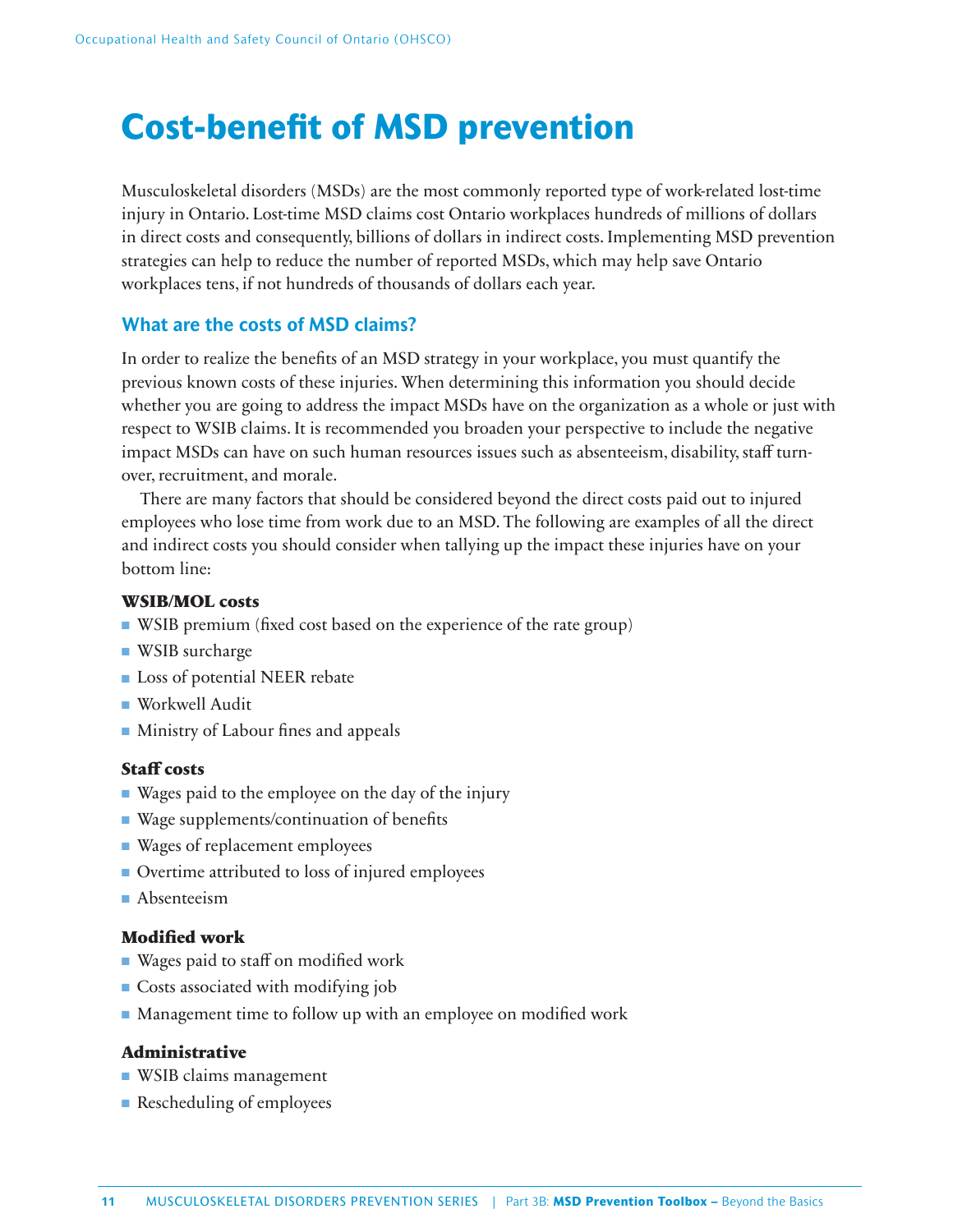# Cost-benefit of MSD prevention

Musculoskeletal disorders (MSDs) are the most commonly reported type of work-related lost-time injury in Ontario. Lost-time MSD claims cost Ontario workplaces hundreds of millions of dollars in direct costs and consequently, billions of dollars in indirect costs. Implementing MSD prevention strategies can help to reduce the number of reported MSDs, which may help save Ontario workplaces tens, if not hundreds of thousands of dollars each year.

## What are the costs of MSD claims?

In order to realize the benefits of an MSD strategy in your workplace, you must quantify the previous known costs of these injuries. When determining this information you should decide whether you are going to address the impact MSDs have on the organization as a whole or just with respect to WSIB claims. It is recommended you broaden your perspective to include the negative impact MSDs can have on such human resources issues such as absenteeism, disability, staff turnover, recruitment, and morale.

There are many factors that should be considered beyond the direct costs paid out to injured employees who lose time from work due to an MSD. The following are examples of all the direct and indirect costs you should consider when tallying up the impact these injuries have on your bottom line:

### WSIB/MOL costs

- WSIB premium (fixed cost based on the experience of the rate group)
- WSIB surcharge
- Loss of potential NEER rebate
- Workwell Audit
- Ministry of Labour fines and appeals

### Staff costs

- Wages paid to the employee on the day of the injury
- Wage supplements/continuation of benefits
- Wages of replacement employees
- Overtime attributed to loss of injured employees
- Absenteeism

### Modified work

- Wages paid to staff on modified work
- Costs associated with modifying job
- Management time to follow up with an employee on modified work

### Administrative

- WSIB claims management
- Rescheduling of employees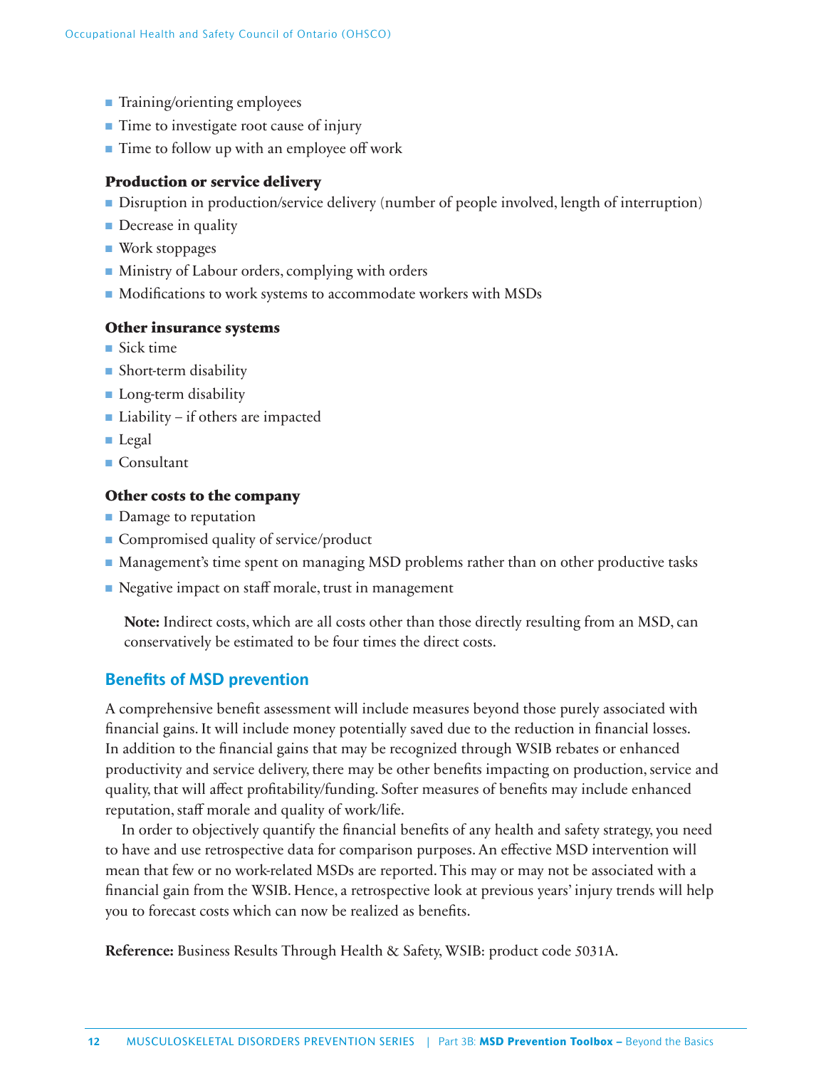- Training/orienting employees
- Time to investigate root cause of injury
- Time to follow up with an employee off work

#### Production or service delivery

- Disruption in production/service delivery (number of people involved, length of interruption)
- Decrease in quality
- Work stoppages
- Ministry of Labour orders, complying with orders
- Modifications to work systems to accommodate workers with MSDs

#### Other insurance systems

- Sick time
- Short-term disability
- Long-term disability
- Liability – if others are impacted
- Legal
- Consultant

#### Other costs to the company

- Damage to reputation
- Compromised quality of service/product
- Management's time spent on managing MSD problems rather than on other productive tasks
- Negative impact on staff morale, trust in management

> **Note:** Indirect costs, which are all costs other than those directly resulting from an MSD, can conservatively be estimated to be four times the direct costs.

### Benefits of MSD prevention

A comprehensive benefit assessment will include measures beyond those purely associated with financial gains. It will include money potentially saved due to the reduction in financial losses. In addition to the financial gains that may be recognized through WSIB rebates or enhanced productivity and service delivery, there may be other benefits impacting on production, service and quality, that will affect profitability/funding. Softer measures of benefits may include enhanced reputation, staff morale and quality of work/life.

In order to objectively quantify the financial benefits of any health and safety strategy, you need to have and use retrospective data for comparison purposes. An effective MSD intervention will mean that few or no work-related MSDs are reported. This may or may not be associated with a financial gain from the WSIB. Hence, a retrospective look at previous years' injury trends will help you to forecast costs which can now be realized as benefits.

**Reference:** Business Results Through Health & Safety, WSIB: product code 5031A.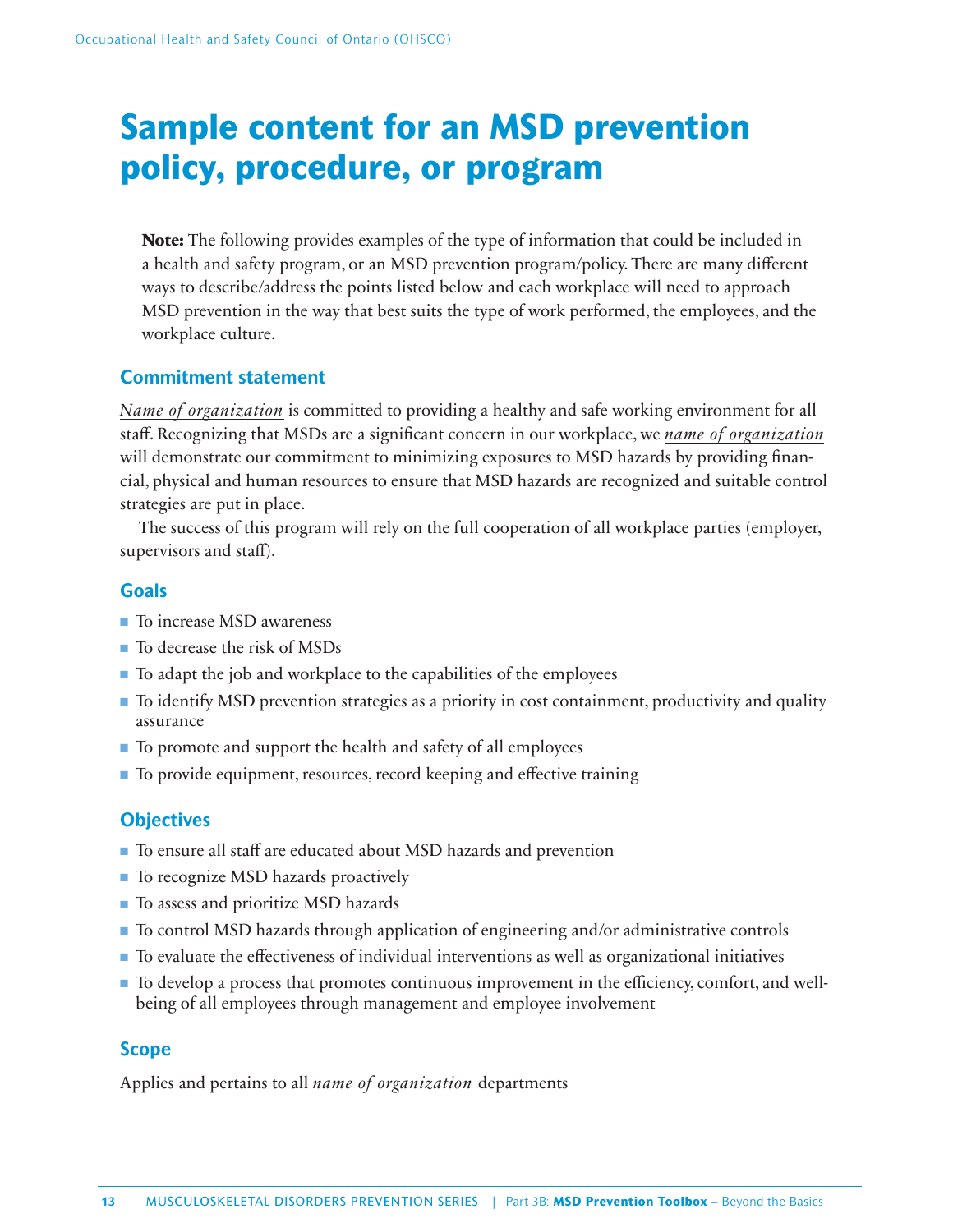# Sample content for an MSD prevention policy, procedure, or program

**Note:** The following provides examples of the type of information that could be included in a health and safety program, or an MSD prevention program/policy. There are many different ways to describe/address the points listed below and each workplace will need to approach MSD prevention in the way that best suits the type of work performed, the employees, and the workplace culture.

## Commitment statement

*Name of organization* is committed to providing a healthy and safe working environment for all staff. Recognizing that MSDs are a significant concern in our workplace, we *name of organization* will demonstrate our commitment to minimizing exposures to MSD hazards by providing financial, physical and human resources to ensure that MSD hazards are recognized and suitable control strategies are put in place.

The success of this program will rely on the full cooperation of all workplace parties (employer, supervisors and staff).

## Goals

- To increase MSD awareness
- To decrease the risk of MSDs
- To adapt the job and workplace to the capabilities of the employees
- To identify MSD prevention strategies as a priority in cost containment, productivity and quality assurance
- To promote and support the health and safety of all employees
- To provide equipment, resources, record keeping and effective training

## Objectives

- To ensure all staff are educated about MSD hazards and prevention
- To recognize MSD hazards proactively
- To assess and prioritize MSD hazards
- To control MSD hazards through application of engineering and/or administrative controls
- To evaluate the effectiveness of individual interventions as well as organizational initiatives
- To develop a process that promotes continuous improvement in the efficiency, comfort, and well-being of all employees through management and employee involvement

## Scope

Applies and pertains to all *name of organization* departments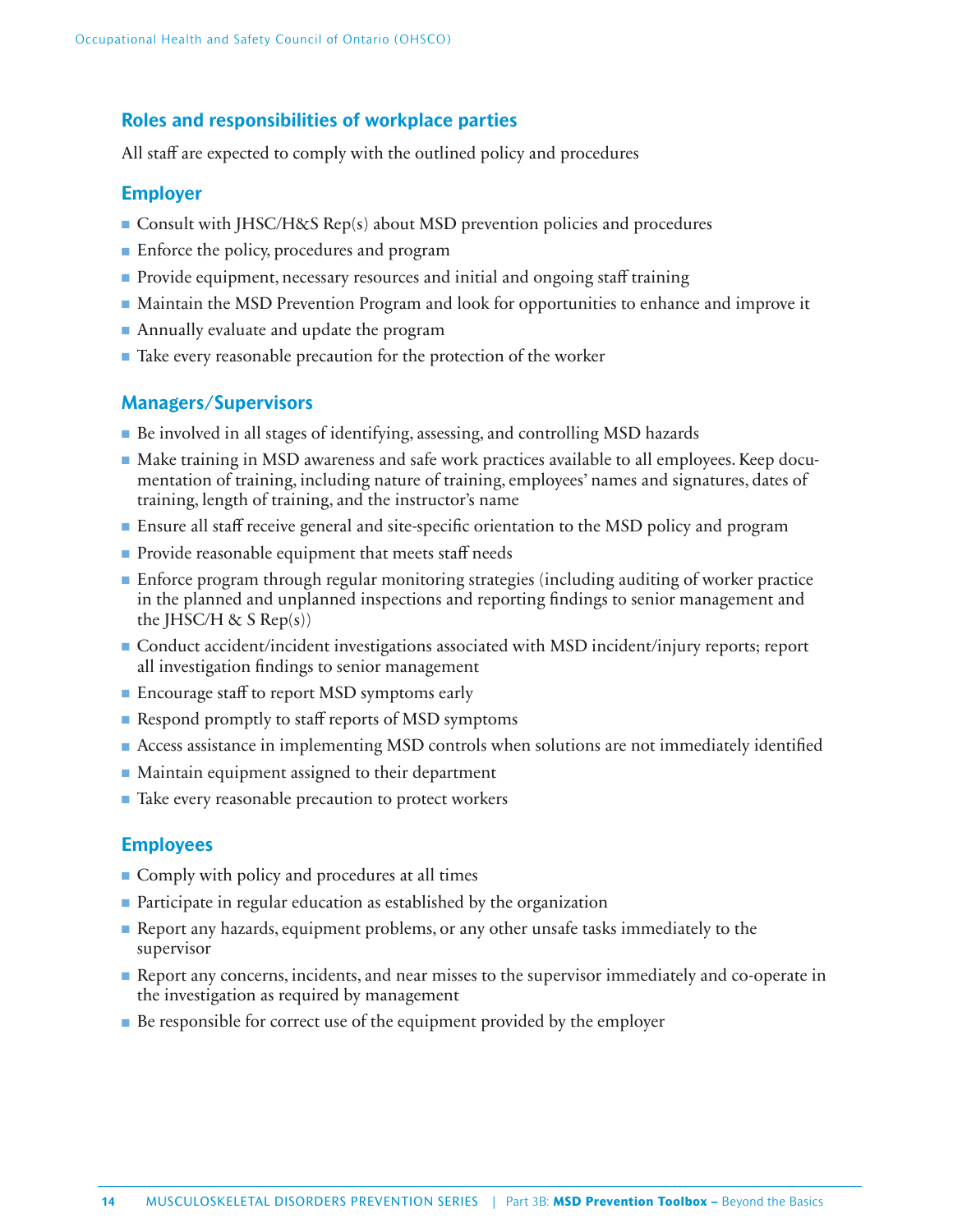## Roles and responsibilities of workplace parties

All staff are expected to comply with the outlined policy and procedures

### Employer

- Consult with JHSC/H&S Rep(s) about MSD prevention policies and procedures
- Enforce the policy, procedures and program
- Provide equipment, necessary resources and initial and ongoing staff training
- Maintain the MSD Prevention Program and look for opportunities to enhance and improve it
- Annually evaluate and update the program
- Take every reasonable precaution for the protection of the worker

### Managers/Supervisors

- Be involved in all stages of identifying, assessing, and controlling MSD hazards
- Make training in MSD awareness and safe work practices available to all employees. Keep documentation of training, including nature of training, employees' names and signatures, dates of training, length of training, and the instructor's name
- Ensure all staff receive general and site-specific orientation to the MSD policy and program
- Provide reasonable equipment that meets staff needs
- Enforce program through regular monitoring strategies (including auditing of worker practice in the planned and unplanned inspections and reporting findings to senior management and the JHSC/H & S Rep(s))
- Conduct accident/incident investigations associated with MSD incident/injury reports; report all investigation findings to senior management
- Encourage staff to report MSD symptoms early
- Respond promptly to staff reports of MSD symptoms
- Access assistance in implementing MSD controls when solutions are not immediately identified
- Maintain equipment assigned to their department
- Take every reasonable precaution to protect workers

### Employees

- Comply with policy and procedures at all times
- Participate in regular education as established by the organization
- Report any hazards, equipment problems, or any other unsafe tasks immediately to the supervisor
- Report any concerns, incidents, and near misses to the supervisor immediately and co-operate in the investigation as required by management
- Be responsible for correct use of the equipment provided by the employer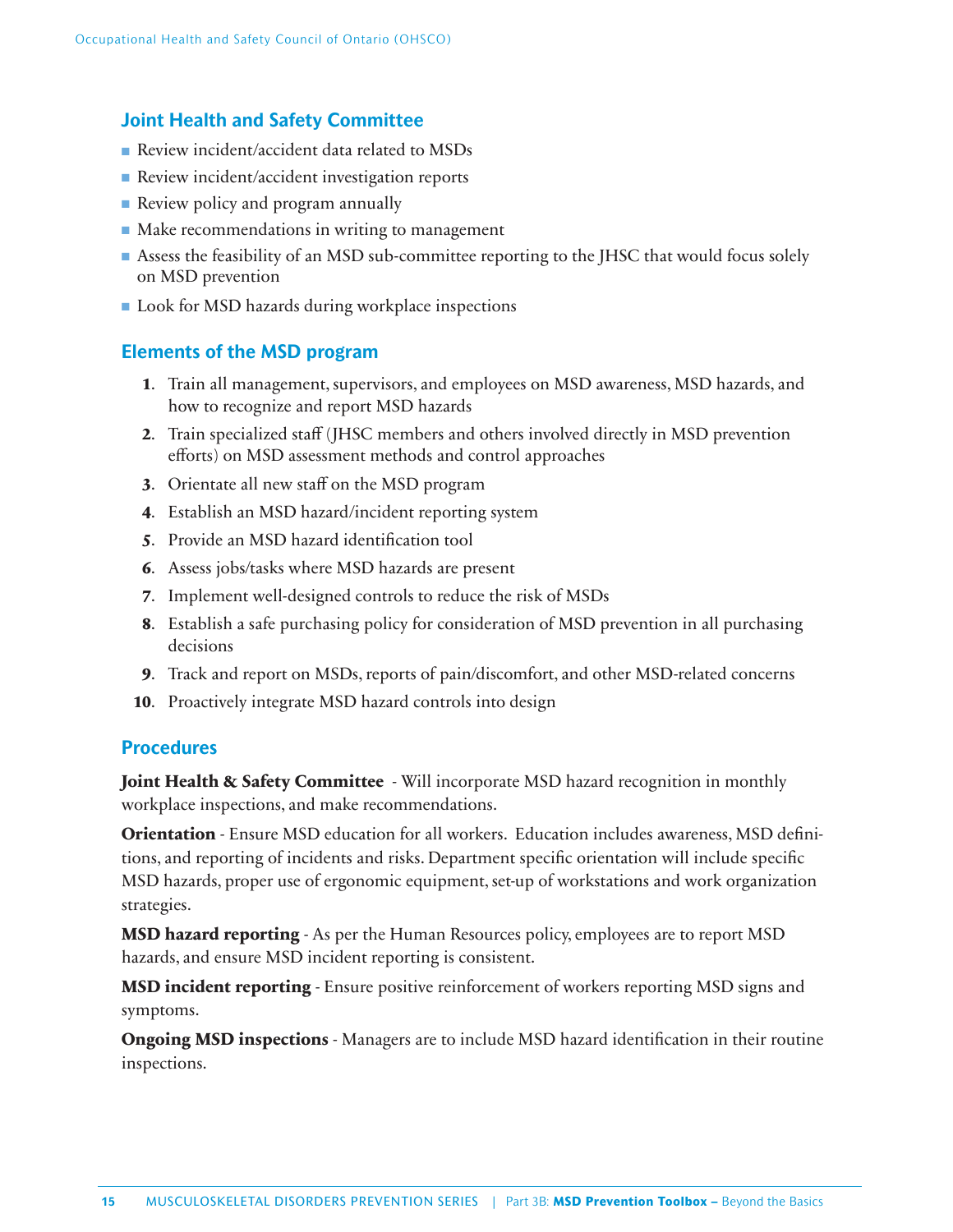## Joint Health and Safety Committee

- Review incident/accident data related to MSDs
- Review incident/accident investigation reports
- Review policy and program annually
- Make recommendations in writing to management
- Assess the feasibility of an MSD sub-committee reporting to the JHSC that would focus solely on MSD prevention
- Look for MSD hazards during workplace inspections

## Elements of the MSD program

1. Train all management, supervisors, and employees on MSD awareness, MSD hazards, and how to recognize and report MSD hazards
2. Train specialized staff (JHSC members and others involved directly in MSD prevention efforts) on MSD assessment methods and control approaches
3. Orientate all new staff on the MSD program
4. Establish an MSD hazard/incident reporting system
5. Provide an MSD hazard identification tool
6. Assess jobs/tasks where MSD hazards are present
7. Implement well-designed controls to reduce the risk of MSDs
8. Establish a safe purchasing policy for consideration of MSD prevention in all purchasing decisions
9. Track and report on MSDs, reports of pain/discomfort, and other MSD-related concerns
10. Proactively integrate MSD hazard controls into design

## Procedures

**Joint Health & Safety Committee** - Will incorporate MSD hazard recognition in monthly workplace inspections, and make recommendations.

**Orientation** - Ensure MSD education for all workers. Education includes awareness, MSD definitions, and reporting of incidents and risks. Department specific orientation will include specific MSD hazards, proper use of ergonomic equipment, set-up of workstations and work organization strategies.

**MSD hazard reporting** - As per the Human Resources policy, employees are to report MSD hazards, and ensure MSD incident reporting is consistent.

**MSD incident reporting** - Ensure positive reinforcement of workers reporting MSD signs and symptoms.

**Ongoing MSD inspections** - Managers are to include MSD hazard identification in their routine inspections.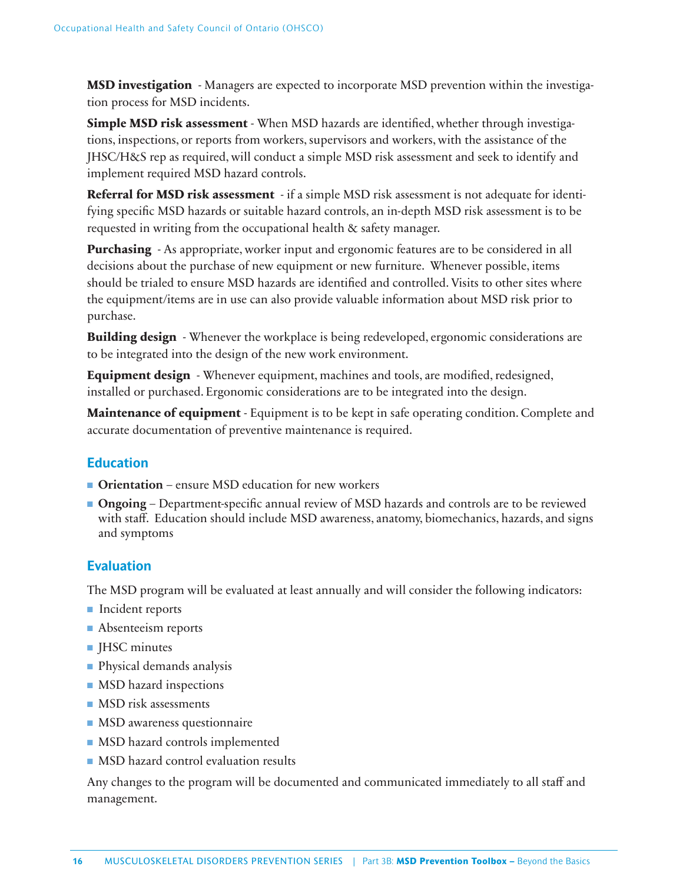**MSD investigation** - Managers are expected to incorporate MSD prevention within the investigation process for MSD incidents.

**Simple MSD risk assessment** - When MSD hazards are identified, whether through investigations, inspections, or reports from workers, supervisors and workers, with the assistance of the JHSC/H&S rep as required, will conduct a simple MSD risk assessment and seek to identify and implement required MSD hazard controls.

**Referral for MSD risk assessment** - if a simple MSD risk assessment is not adequate for identifying specific MSD hazards or suitable hazard controls, an in-depth MSD risk assessment is to be requested in writing from the occupational health & safety manager.

**Purchasing** - As appropriate, worker input and ergonomic features are to be considered in all decisions about the purchase of new equipment or new furniture. Whenever possible, items should be trialed to ensure MSD hazards are identified and controlled. Visits to other sites where the equipment/items are in use can also provide valuable information about MSD risk prior to purchase.

**Building design** - Whenever the workplace is being redeveloped, ergonomic considerations are to be integrated into the design of the new work environment.

**Equipment design** - Whenever equipment, machines and tools, are modified, redesigned, installed or purchased. Ergonomic considerations are to be integrated into the design.

**Maintenance of equipment** - Equipment is to be kept in safe operating condition. Complete and accurate documentation of preventive maintenance is required.

## Education

- **Orientation** – ensure MSD education for new workers
- **Ongoing** – Department-specific annual review of MSD hazards and controls are to be reviewed with staff. Education should include MSD awareness, anatomy, biomechanics, hazards, and signs and symptoms

## Evaluation

The MSD program will be evaluated at least annually and will consider the following indicators:

- Incident reports
- Absenteeism reports
- JHSC minutes
- Physical demands analysis
- MSD hazard inspections
- MSD risk assessments
- MSD awareness questionnaire
- MSD hazard controls implemented
- MSD hazard control evaluation results

Any changes to the program will be documented and communicated immediately to all staff and management.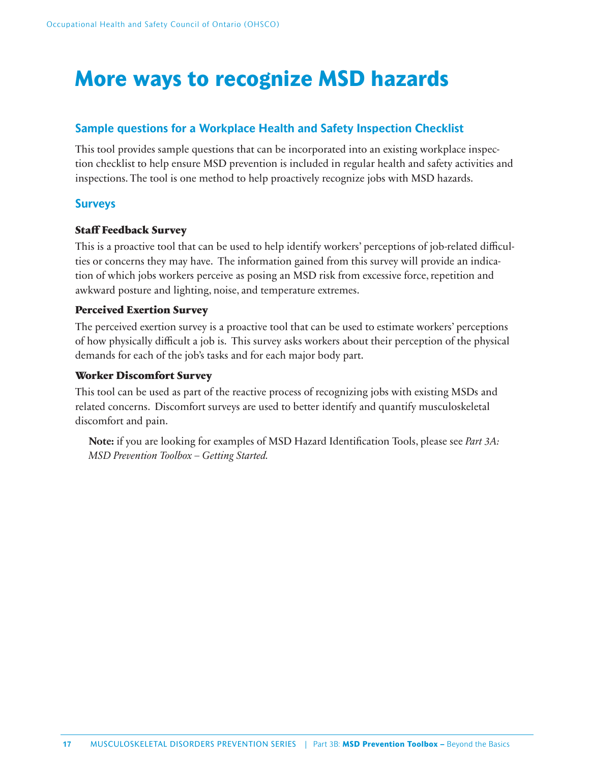# More ways to recognize MSD hazards

## Sample questions for a Workplace Health and Safety Inspection Checklist

This tool provides sample questions that can be incorporated into an existing workplace inspection checklist to help ensure MSD prevention is included in regular health and safety activities and inspections. The tool is one method to help proactively recognize jobs with MSD hazards.

## Surveys

### Staff Feedback Survey

This is a proactive tool that can be used to help identify workers' perceptions of job-related difficulties or concerns they may have. The information gained from this survey will provide an indication of which jobs workers perceive as posing an MSD risk from excessive force, repetition and awkward posture and lighting, noise, and temperature extremes.

### Perceived Exertion Survey

The perceived exertion survey is a proactive tool that can be used to estimate workers' perceptions of how physically difficult a job is. This survey asks workers about their perception of the physical demands for each of the job's tasks and for each major body part.

### Worker Discomfort Survey

This tool can be used as part of the reactive process of recognizing jobs with existing MSDs and related concerns. Discomfort surveys are used to better identify and quantify musculoskeletal discomfort and pain.

> **Note:** if you are looking for examples of MSD Hazard Identification Tools, please see *Part 3A: MSD Prevention Toolbox – Getting Started.*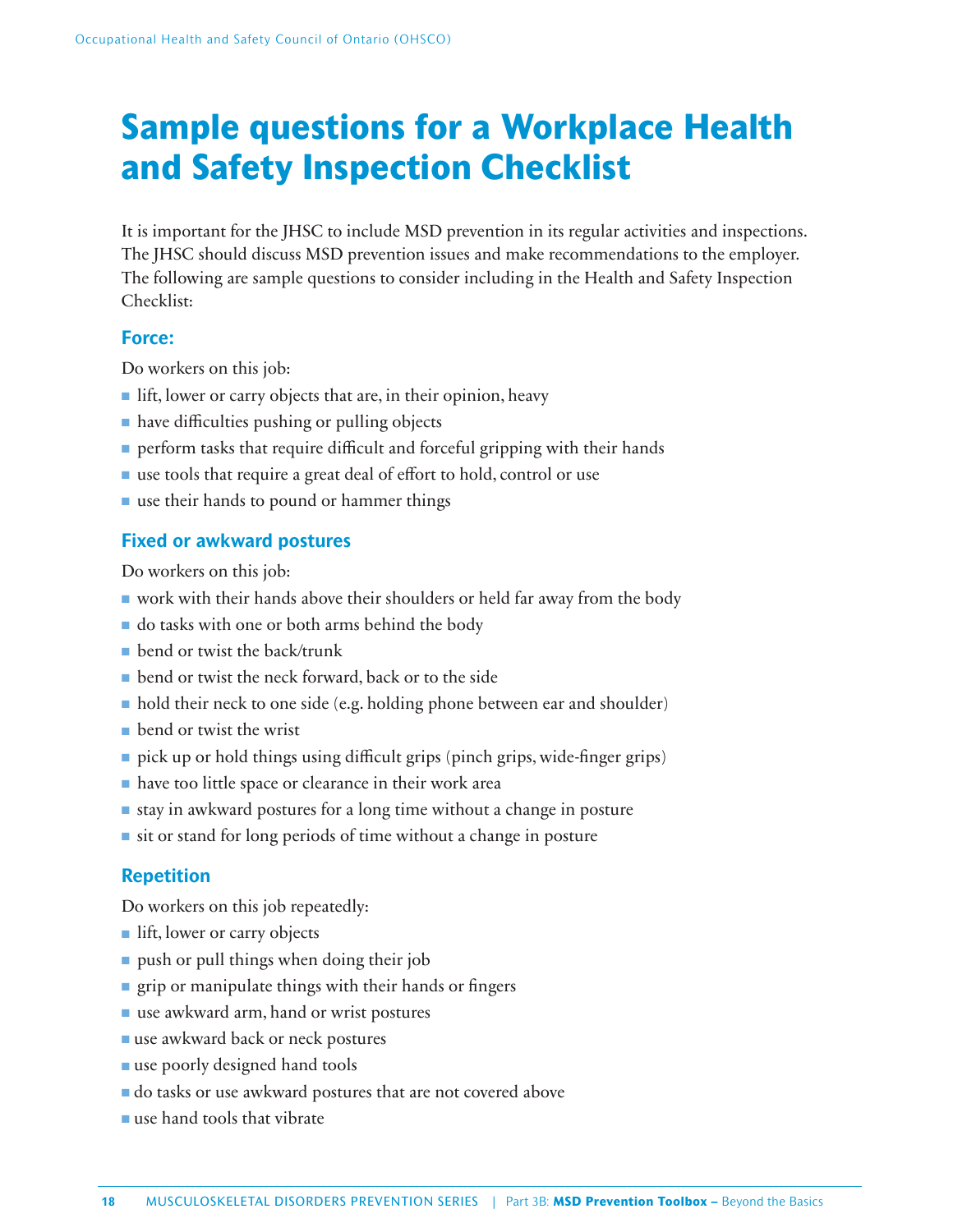# Sample questions for a Workplace Health and Safety Inspection Checklist

It is important for the JHSC to include MSD prevention in its regular activities and inspections. The JHSC should discuss MSD prevention issues and make recommendations to the employer. The following are sample questions to consider including in the Health and Safety Inspection Checklist:

### Force:

Do workers on this job:

- lift, lower or carry objects that are, in their opinion, heavy
- have difficulties pushing or pulling objects
- perform tasks that require difficult and forceful gripping with their hands
- use tools that require a great deal of effort to hold, control or use
- use their hands to pound or hammer things

### Fixed or awkward postures

Do workers on this job:

- work with their hands above their shoulders or held far away from the body
- do tasks with one or both arms behind the body
- bend or twist the back/trunk
- bend or twist the neck forward, back or to the side
- hold their neck to one side (e.g. holding phone between ear and shoulder)
- bend or twist the wrist
- pick up or hold things using difficult grips (pinch grips, wide-finger grips)
- have too little space or clearance in their work area
- stay in awkward postures for a long time without a change in posture
- sit or stand for long periods of time without a change in posture

### Repetition

Do workers on this job repeatedly:

- lift, lower or carry objects
- push or pull things when doing their job
- grip or manipulate things with their hands or fingers
- use awkward arm, hand or wrist postures
- use awkward back or neck postures
- use poorly designed hand tools
- do tasks or use awkward postures that are not covered above
- use hand tools that vibrate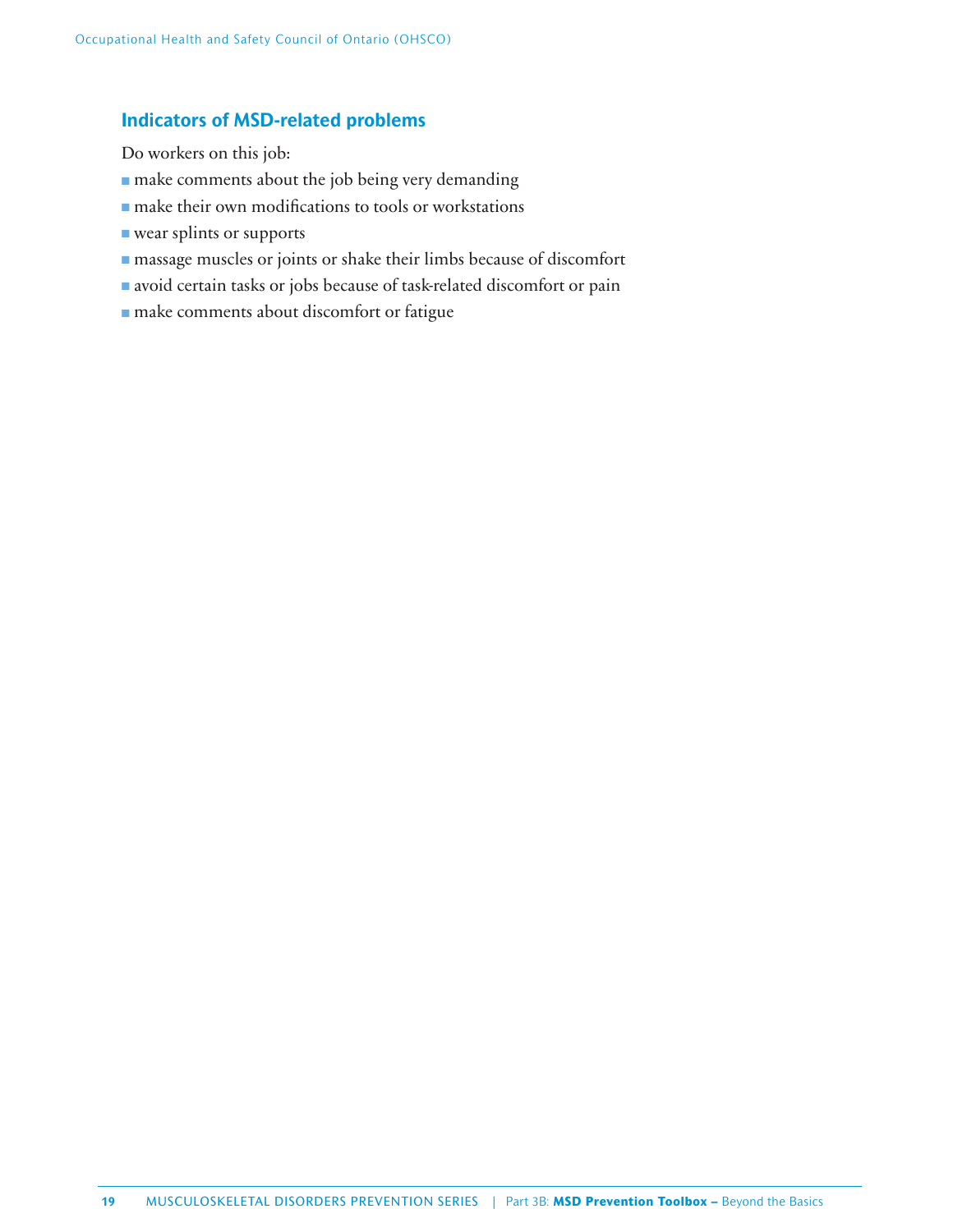## Indicators of MSD-related problems

Do workers on this job:

- make comments about the job being very demanding
- make their own modifications to tools or workstations
- wear splints or supports
- massage muscles or joints or shake their limbs because of discomfort
- avoid certain tasks or jobs because of task-related discomfort or pain
- make comments about discomfort or fatigue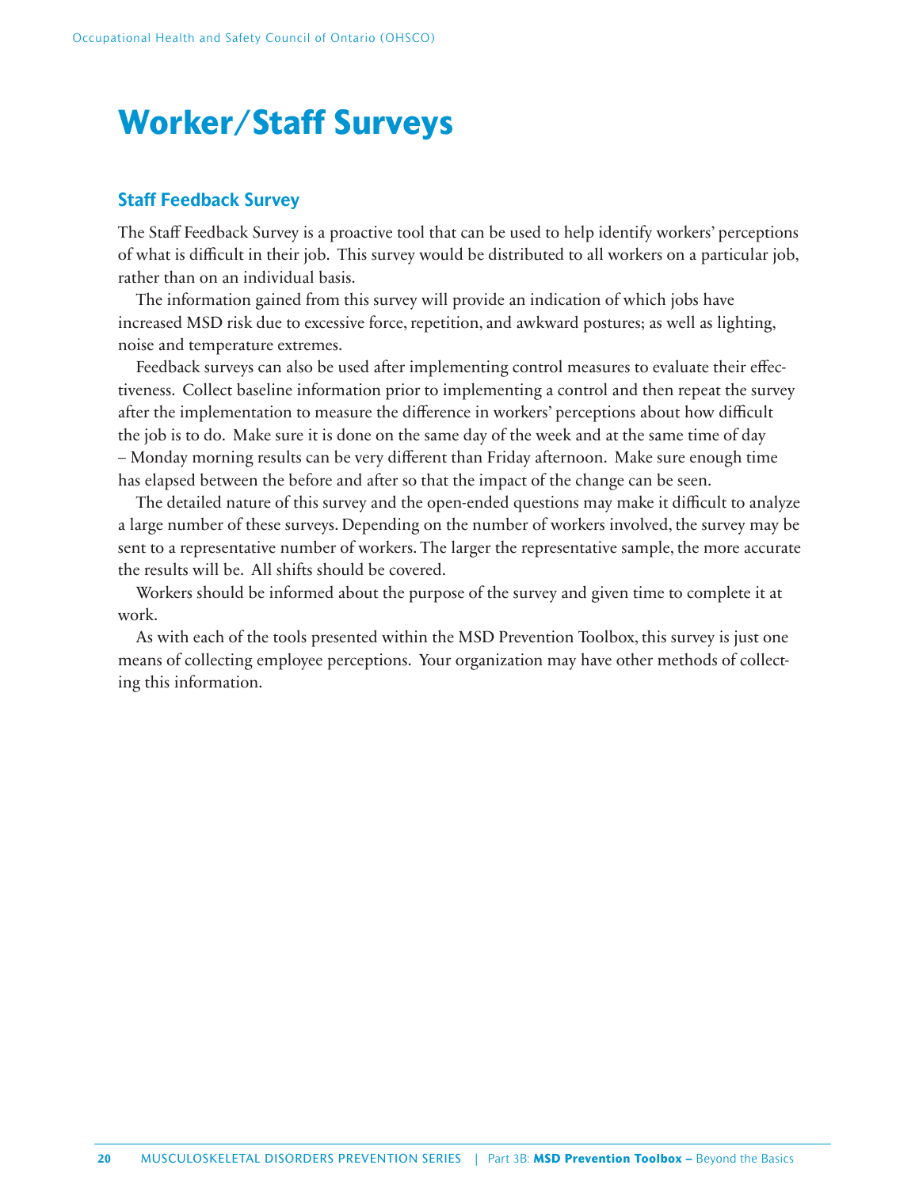# Worker/Staff Surveys

## Staff Feedback Survey

The Staff Feedback Survey is a proactive tool that can be used to help identify workers' perceptions of what is difficult in their job. This survey would be distributed to all workers on a particular job, rather than on an individual basis.

The information gained from this survey will provide an indication of which jobs have increased MSD risk due to excessive force, repetition, and awkward postures; as well as lighting, noise and temperature extremes.

Feedback surveys can also be used after implementing control measures to evaluate their effectiveness. Collect baseline information prior to implementing a control and then repeat the survey after the implementation to measure the difference in workers' perceptions about how difficult the job is to do. Make sure it is done on the same day of the week and at the same time of day – Monday morning results can be very different than Friday afternoon. Make sure enough time has elapsed between the before and after so that the impact of the change can be seen.

The detailed nature of this survey and the open-ended questions may make it difficult to analyze a large number of these surveys. Depending on the number of workers involved, the survey may be sent to a representative number of workers. The larger the representative sample, the more accurate the results will be. All shifts should be covered.

Workers should be informed about the purpose of the survey and given time to complete it at work.

As with each of the tools presented within the MSD Prevention Toolbox, this survey is just one means of collecting employee perceptions. Your organization may have other methods of collecting this information.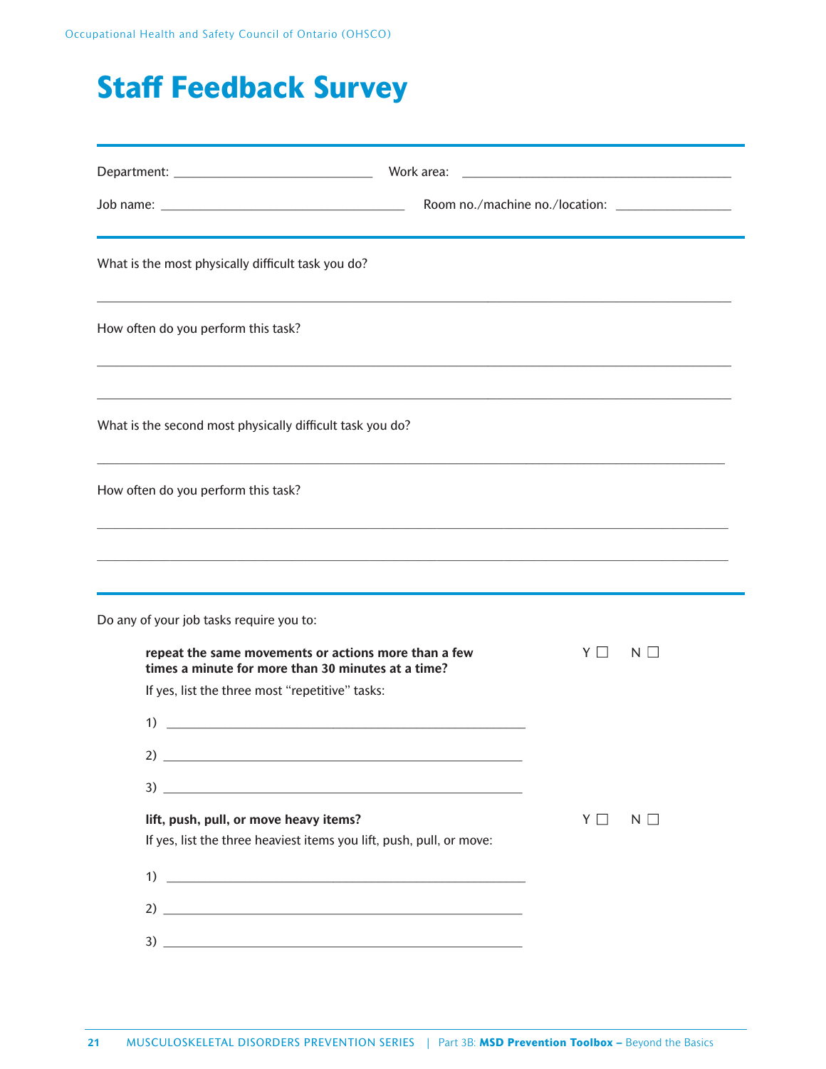# Staff Feedback Survey

Department: ____________________________ Work area: ______________________________________

Job name: ___________________________________ Room no./machine no./location: ________________

What is the most physically difficult task you do?

_______________________________________________________________________________

How often do you perform this task?

_______________________________________________________________________________

_______________________________________________________________________________

What is the second most physically difficult task you do?

_______________________________________________________________________________

How often do you perform this task?

_______________________________________________________________________________

_______________________________________________________________________________

Do any of your job tasks require you to:

**repeat the same movements or actions more than a few times a minute for more than 30 minutes at a time?** Y ☐ N ☐

If yes, list the three most "repetitive" tasks:

1) ________________________________________________

2) ________________________________________________

3) ________________________________________________

**lift, push, pull, or move heavy items?** Y ☐ N ☐

If yes, list the three heaviest items you lift, push, pull, or move:

1) ________________________________________________

2) ________________________________________________

3) ________________________________________________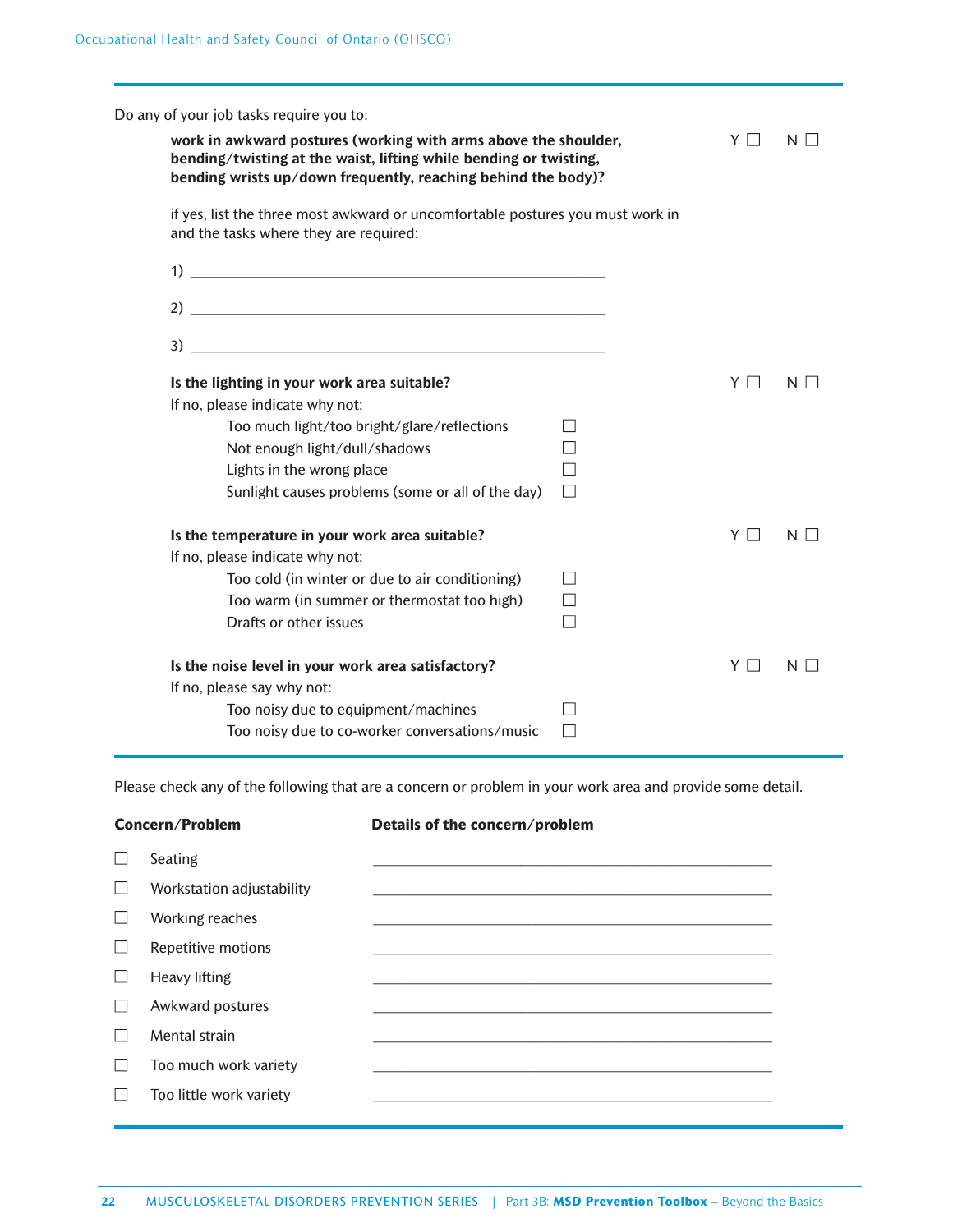Do any of your job tasks require you to:

**work in awkward postures (working with arms above the shoulder, bending/twisting at the waist, lifting while bending or twisting, bending wrists up/down frequently, reaching behind the body)?** Y ☐ N ☐

if yes, list the three most awkward or uncomfortable postures you must work in and the tasks where they are required:

1) ____________________________________________

2) ____________________________________________

3) ____________________________________________

**Is the lighting in your work area suitable?** Y ☐ N ☐

If no, please indicate why not:

- Too much light/too bright/glare/reflections ☐
- Not enough light/dull/shadows ☐
- Lights in the wrong place ☐
- Sunlight causes problems (some or all of the day) ☐

**Is the temperature in your work area suitable?** Y ☐ N ☐

If no, please indicate why not:

- Too cold (in winter or due to air conditioning) ☐
- Too warm (in summer or thermostat too high) ☐
- Drafts or other issues ☐

**Is the noise level in your work area satisfactory?** Y ☐ N ☐

If no, please say why not:

- Too noisy due to equipment/machines ☐
- Too noisy due to co-worker conversations/music ☐

Please check any of the following that are a concern or problem in your work area and provide some detail.

| Concern/Problem | Details of the concern/problem |
|---|---|
| ☐ Seating | ____________________ |
| ☐ Workstation adjustability | ____________________ |
| ☐ Working reaches | ____________________ |
| ☐ Repetitive motions | ____________________ |
| ☐ Heavy lifting | ____________________ |
| ☐ Awkward postures | ____________________ |
| ☐ Mental strain | ____________________ |
| ☐ Too much work variety | ____________________ |
| ☐ Too little work variety | ____________________ |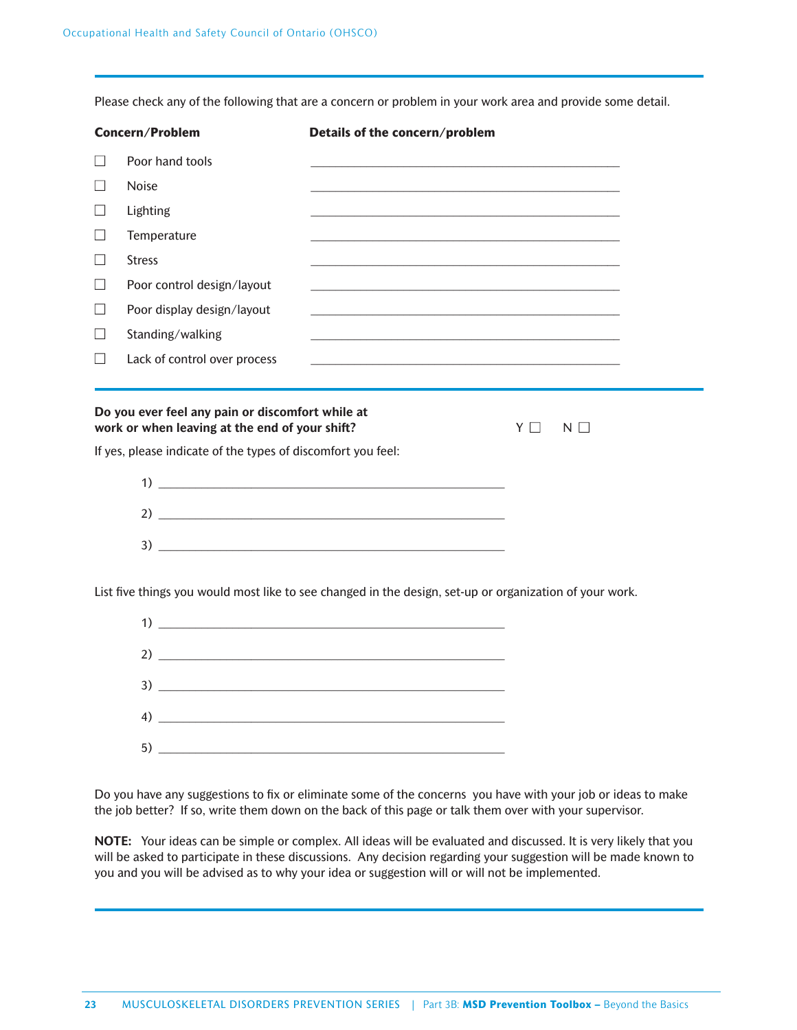Please check any of the following that are a concern or problem in your work area and provide some detail.

| Concern/Problem | Details of the concern/problem |
|---|---|
| ☐ Poor hand tools | ______________________________ |
| ☐ Noise | ______________________________ |
| ☐ Lighting | ______________________________ |
| ☐ Temperature | ______________________________ |
| ☐ Stress | ______________________________ |
| ☐ Poor control design/layout | ______________________________ |
| ☐ Poor display design/layout | ______________________________ |
| ☐ Standing/walking | ______________________________ |
| ☐ Lack of control over process | ______________________________ |

**Do you ever feel any pain or discomfort while at work or when leaving at the end of your shift?** Y ☐ N ☐

If yes, please indicate of the types of discomfort you feel:

1) ______________________________

2) ______________________________

3) ______________________________

List five things you would most like to see changed in the design, set-up or organization of your work.

1) ______________________________

2) ______________________________

3) ______________________________

4) ______________________________

5) ______________________________

Do you have any suggestions to fix or eliminate some of the concerns you have with your job or ideas to make the job better? If so, write them down on the back of this page or talk them over with your supervisor.

**NOTE:** Your ideas can be simple or complex. All ideas will be evaluated and discussed. It is very likely that you will be asked to participate in these discussions. Any decision regarding your suggestion will be made known to you and you will be advised as to why your idea or suggestion will or will not be implemented.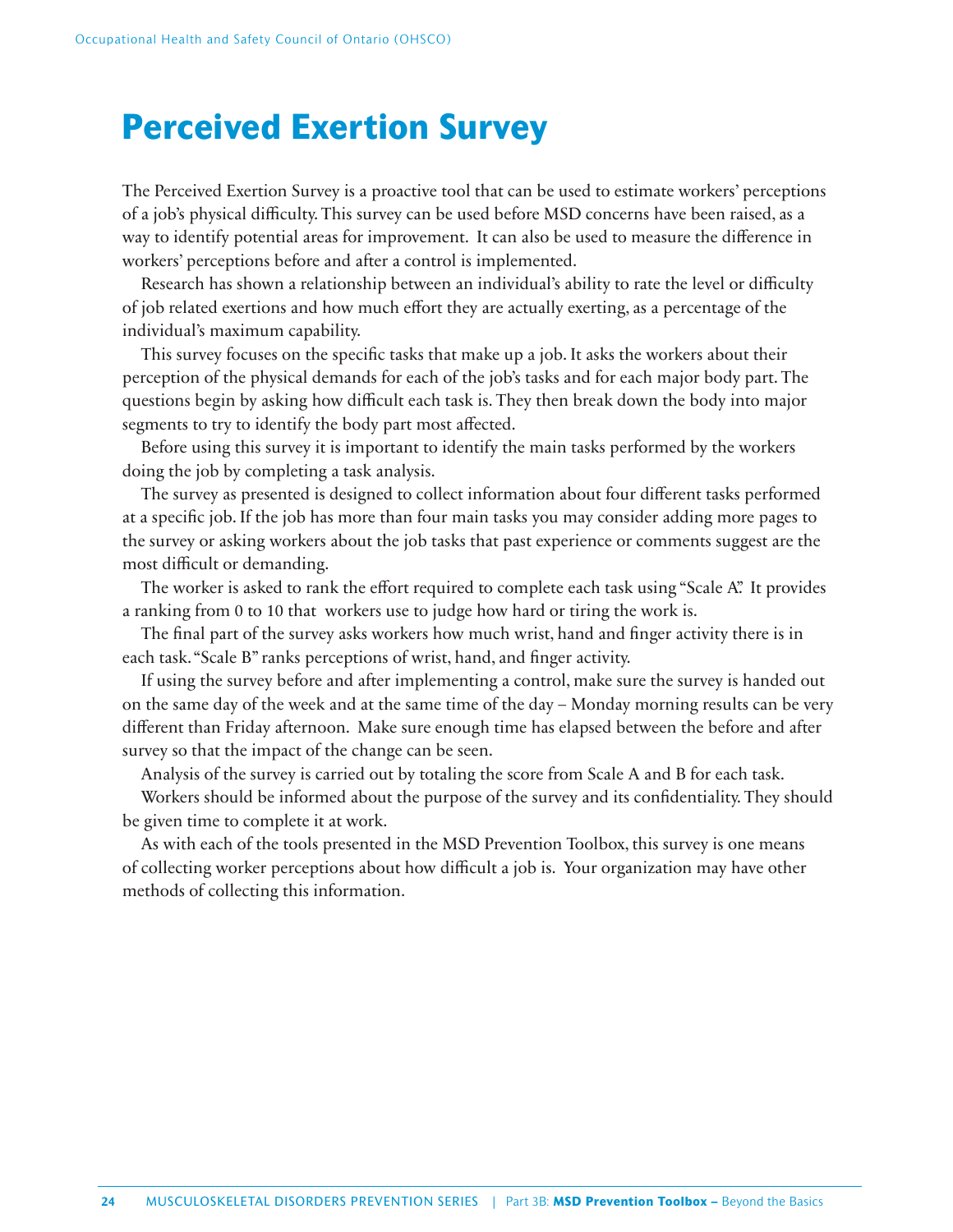# Perceived Exertion Survey

The Perceived Exertion Survey is a proactive tool that can be used to estimate workers' perceptions of a job's physical difficulty. This survey can be used before MSD concerns have been raised, as a way to identify potential areas for improvement. It can also be used to measure the difference in workers' perceptions before and after a control is implemented.

Research has shown a relationship between an individual's ability to rate the level or difficulty of job related exertions and how much effort they are actually exerting, as a percentage of the individual's maximum capability.

This survey focuses on the specific tasks that make up a job. It asks the workers about their perception of the physical demands for each of the job's tasks and for each major body part. The questions begin by asking how difficult each task is. They then break down the body into major segments to try to identify the body part most affected.

Before using this survey it is important to identify the main tasks performed by the workers doing the job by completing a task analysis.

The survey as presented is designed to collect information about four different tasks performed at a specific job. If the job has more than four main tasks you may consider adding more pages to the survey or asking workers about the job tasks that past experience or comments suggest are the most difficult or demanding.

The worker is asked to rank the effort required to complete each task using "Scale A". It provides a ranking from 0 to 10 that workers use to judge how hard or tiring the work is.

The final part of the survey asks workers how much wrist, hand and finger activity there is in each task. "Scale B" ranks perceptions of wrist, hand, and finger activity.

If using the survey before and after implementing a control, make sure the survey is handed out on the same day of the week and at the same time of the day – Monday morning results can be very different than Friday afternoon. Make sure enough time has elapsed between the before and after survey so that the impact of the change can be seen.

Analysis of the survey is carried out by totaling the score from Scale A and B for each task.

Workers should be informed about the purpose of the survey and its confidentiality. They should be given time to complete it at work.

As with each of the tools presented in the MSD Prevention Toolbox, this survey is one means of collecting worker perceptions about how difficult a job is. Your organization may have other methods of collecting this information.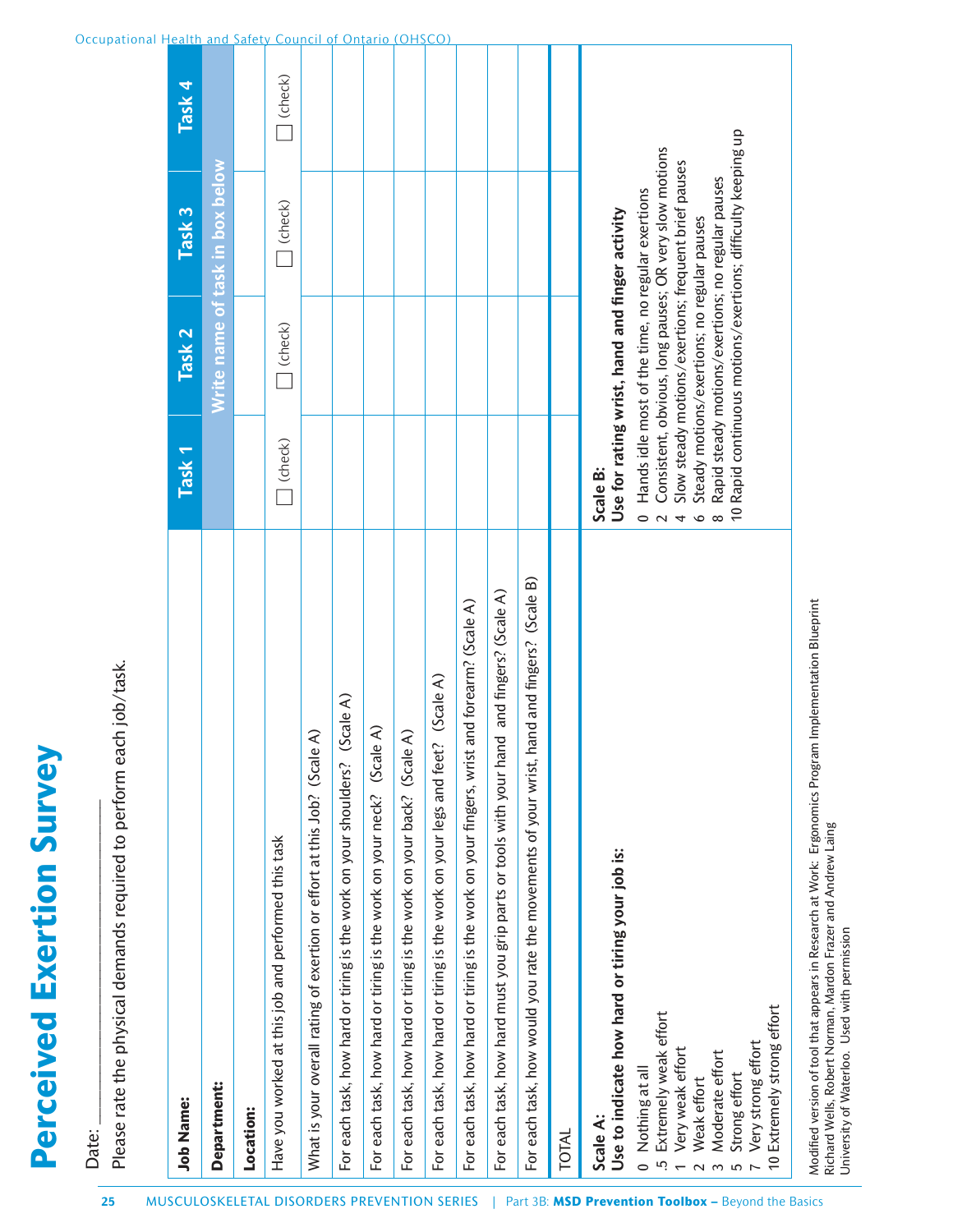# Perceived Exertion Survey

Date: ____________________

Please rate the physical demands required to perform each job/task.

| Job Name: | Task 1 | Task 2 | Task 3 | Task 4 |
|---|---|---|---|---|
| Department: | Write name of task in box below | | | |
| Location: | | | | |
| Have you worked at this job and performed this task | ☐ (check) | ☐ (check) | ☐ (check) | ☐ (check) |
| What is your overall rating of exertion or effort at this Job? (Scale A) | | | | |
| For each task, how hard or tiring is the work on your shoulders? (Scale A) | | | | |
| For each task, how hard or tiring is the work on your neck? (Scale A) | | | | |
| For each task, how hard or tiring is the work on your back? (Scale A) | | | | |
| For each task, how hard or tiring is the work on your legs and feet? (Scale A) | | | | |
| For each task, how hard or tiring is the work on your fingers, wrist and forearm? (Scale A) | | | | |
| For each task, how hard must you grip parts or tools with your hand and fingers? (Scale A) | | | | |
| For each task, how would you rate the movements of your wrist, hand and fingers? (Scale B) | | | | |
| TOTAL | | | | |

**Scale A:**
**Use to indicate how hard or tiring your job is:**

0 Nothing at all
.5 Extremely weak effort
1 Very weak effort
2 Weak effort
3 Moderate effort
5 Strong effort
7 Very strong effort
10 Extremely strong effort

**Scale B:**
**Use for rating wrist, hand and finger activity**

0 Hands idle most of the time, no regular exertions
2 Consistent, obvious, long pauses; OR very slow motions
4 Slow steady motions/exertions; frequent brief pauses
6 Steady motions/exertions; no regular pauses
8 Rapid steady motions/exertions; no regular pauses
10 Rapid continuous motions/exertions; difficulty keeping up

Modified version of tool that appears in Research at Work: Ergonomics Program Implementation Blueprint
Richard Wells, Robert Norman, Mardon Frazer and Andrew Laing
University of Waterloo. Used with permission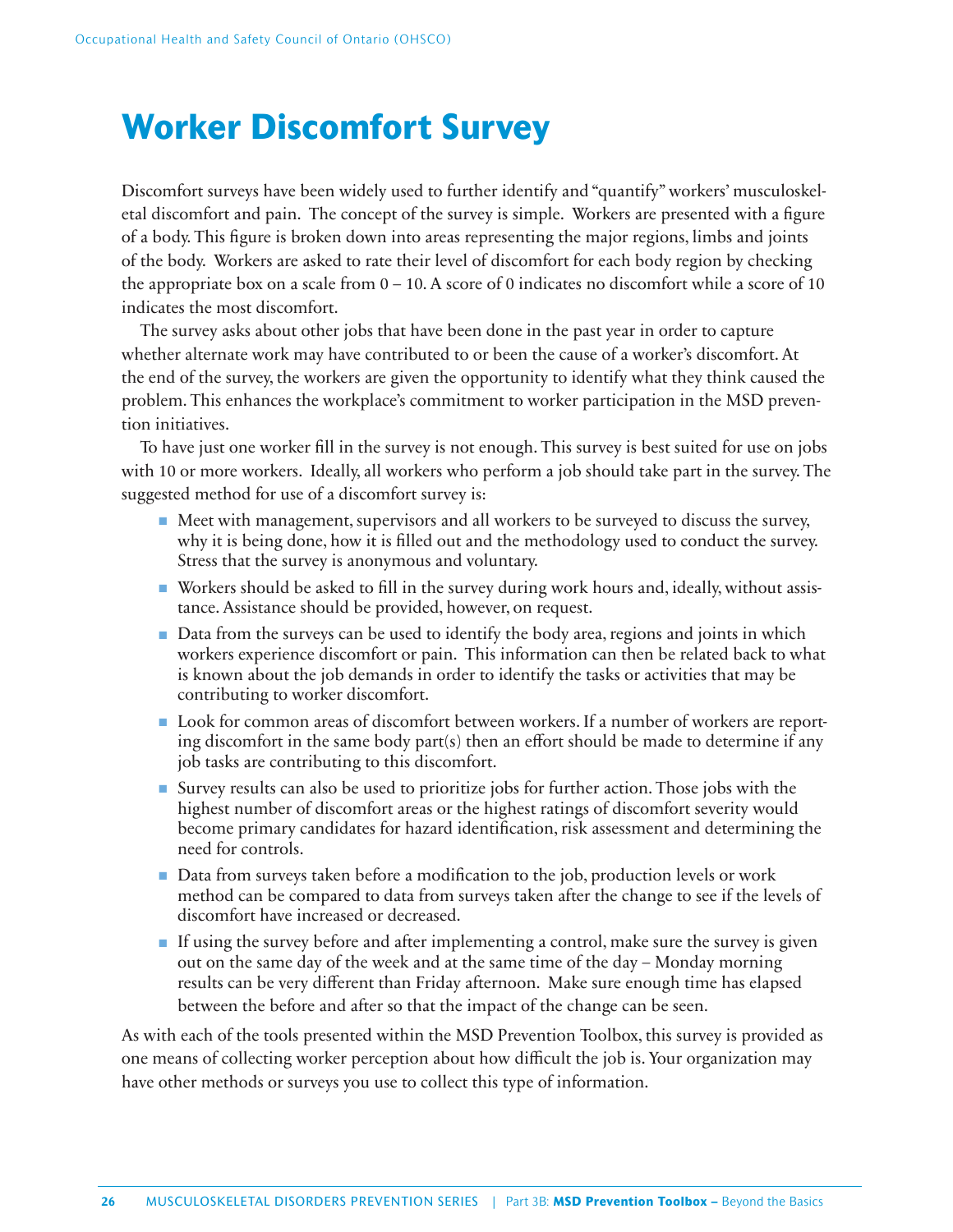# Worker Discomfort Survey

Discomfort surveys have been widely used to further identify and "quantify" workers' musculoskeletal discomfort and pain. The concept of the survey is simple. Workers are presented with a figure of a body. This figure is broken down into areas representing the major regions, limbs and joints of the body. Workers are asked to rate their level of discomfort for each body region by checking the appropriate box on a scale from 0 – 10. A score of 0 indicates no discomfort while a score of 10 indicates the most discomfort.

The survey asks about other jobs that have been done in the past year in order to capture whether alternate work may have contributed to or been the cause of a worker's discomfort. At the end of the survey, the workers are given the opportunity to identify what they think caused the problem. This enhances the workplace's commitment to worker participation in the MSD prevention initiatives.

To have just one worker fill in the survey is not enough. This survey is best suited for use on jobs with 10 or more workers. Ideally, all workers who perform a job should take part in the survey. The suggested method for use of a discomfort survey is:

- Meet with management, supervisors and all workers to be surveyed to discuss the survey, why it is being done, how it is filled out and the methodology used to conduct the survey. Stress that the survey is anonymous and voluntary.
- Workers should be asked to fill in the survey during work hours and, ideally, without assistance. Assistance should be provided, however, on request.
- Data from the surveys can be used to identify the body area, regions and joints in which workers experience discomfort or pain. This information can then be related back to what is known about the job demands in order to identify the tasks or activities that may be contributing to worker discomfort.
- Look for common areas of discomfort between workers. If a number of workers are reporting discomfort in the same body part(s) then an effort should be made to determine if any job tasks are contributing to this discomfort.
- Survey results can also be used to prioritize jobs for further action. Those jobs with the highest number of discomfort areas or the highest ratings of discomfort severity would become primary candidates for hazard identification, risk assessment and determining the need for controls.
- Data from surveys taken before a modification to the job, production levels or work method can be compared to data from surveys taken after the change to see if the levels of discomfort have increased or decreased.
- If using the survey before and after implementing a control, make sure the survey is given out on the same day of the week and at the same time of the day – Monday morning results can be very different than Friday afternoon. Make sure enough time has elapsed between the before and after so that the impact of the change can be seen.

As with each of the tools presented within the MSD Prevention Toolbox, this survey is provided as one means of collecting worker perception about how difficult the job is. Your organization may have other methods or surveys you use to collect this type of information.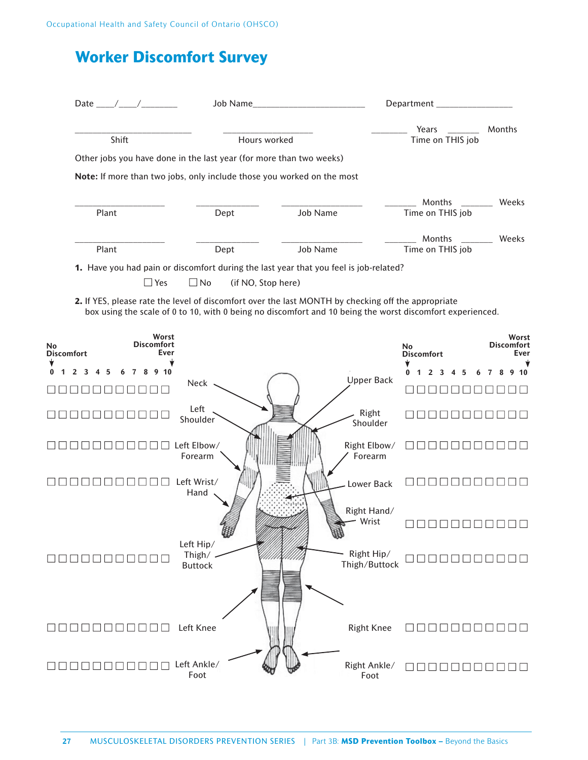# Worker Discomfort Survey

Date ____/____/________ Job Name________________________ Department ________________

________________________ Shift

____________________ Hours worked

________ Years ________ Months
Time on THIS job

Other jobs you have done in the last year (for more than two weeks)

**Note:** If more than two jobs, only include those you worked on the most

| Plant | Dept | Job Name | ______ Months ______ Weeks Time on THIS job |
|---|---|---|---|
| __________________ | ____________ | ________________ | ______ Months ______ Weeks |
| __________________ | ____________ | ________________ | ______ Months ______ Weeks |

**1.** Have you had pain or discomfort during the last year that you feel is job-related?

☐ Yes ☐ No (if NO, Stop here)

**2.** If YES, please rate the level of discomfort over the last MONTH by checking off the appropriate box using the scale of 0 to 10, with 0 being no discomfort and 10 being the worst discomfort experienced.

No Discomfort (0) → Worst Discomfort Ever (10)

| Body Part | 0 | 1 | 2 | 3 | 4 | 5 | 6 | 7 | 8 | 9 | 10 |
|---|---|---|---|---|---|---|---|---|---|---|---|
| Neck | ☐ | ☐ | ☐ | ☐ | ☐ | ☐ | ☐ | ☐ | ☐ | ☐ | ☐ |
| Left Shoulder | ☐ | ☐ | ☐ | ☐ | ☐ | ☐ | ☐ | ☐ | ☐ | ☐ | ☐ |
| Left Elbow/Forearm | ☐ | ☐ | ☐ | ☐ | ☐ | ☐ | ☐ | ☐ | ☐ | ☐ | ☐ |
| Left Wrist/Hand | ☐ | ☐ | ☐ | ☐ | ☐ | ☐ | ☐ | ☐ | ☐ | ☐ | ☐ |
| Left Hip/Thigh/Buttock | ☐ | ☐ | ☐ | ☐ | ☐ | ☐ | ☐ | ☐ | ☐ | ☐ | ☐ |
| Left Knee | ☐ | ☐ | ☐ | ☐ | ☐ | ☐ | ☐ | ☐ | ☐ | ☐ | ☐ |
| Left Ankle/Foot | ☐ | ☐ | ☐ | ☐ | ☐ | ☐ | ☐ | ☐ | ☐ | ☐ | ☐ |
| Upper Back | ☐ | ☐ | ☐ | ☐ | ☐ | ☐ | ☐ | ☐ | ☐ | ☐ | ☐ |
| Right Shoulder | ☐ | ☐ | ☐ | ☐ | ☐ | ☐ | ☐ | ☐ | ☐ | ☐ | ☐ |
| Right Elbow/Forearm | ☐ | ☐ | ☐ | ☐ | ☐ | ☐ | ☐ | ☐ | ☐ | ☐ | ☐ |
| Lower Back | ☐ | ☐ | ☐ | ☐ | ☐ | ☐ | ☐ | ☐ | ☐ | ☐ | ☐ |
| Right Hand/Wrist | ☐ | ☐ | ☐ | ☐ | ☐ | ☐ | ☐ | ☐ | ☐ | ☐ | ☐ |
| Right Hip/Thigh/Buttock | ☐ | ☐ | ☐ | ☐ | ☐ | ☐ | ☐ | ☐ | ☐ | ☐ | ☐ |
| Right Knee | ☐ | ☐ | ☐ | ☐ | ☐ | ☐ | ☐ | ☐ | ☐ | ☐ | ☐ |
| Right Ankle/Foot | ☐ | ☐ | ☐ | ☐ | ☐ | ☐ | ☐ | ☐ | ☐ | ☐ | ☐ |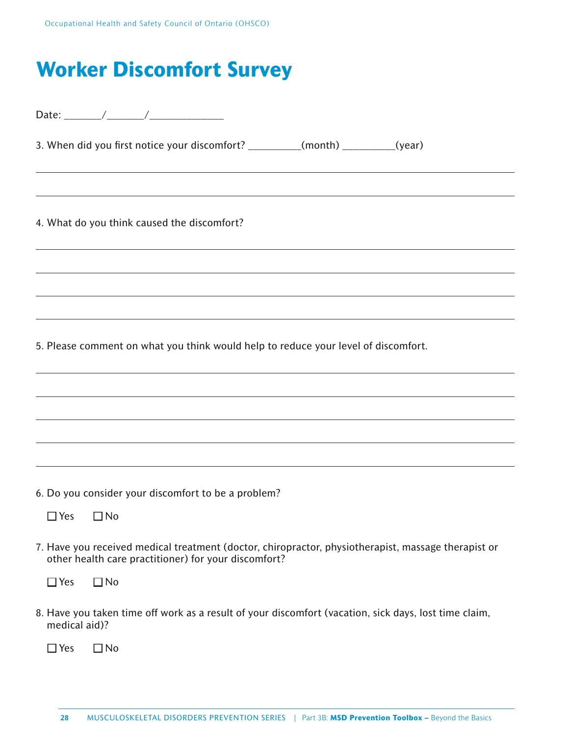# Worker Discomfort Survey

Date: _______/_______/_____________

3. When did you first notice your discomfort? __________(month) __________(year)

_______________________________________________________________________________

_______________________________________________________________________________

4. What do you think caused the discomfort?

_______________________________________________________________________________

_______________________________________________________________________________

_______________________________________________________________________________

_______________________________________________________________________________

5. Please comment on what you think would help to reduce your level of discomfort.

_______________________________________________________________________________

_______________________________________________________________________________

_______________________________________________________________________________

_______________________________________________________________________________

_______________________________________________________________________________

6. Do you consider your discomfort to be a problem?

☐ Yes ☐ No

7. Have you received medical treatment (doctor, chiropractor, physiotherapist, massage therapist or other health care practitioner) for your discomfort?

☐ Yes ☐ No

8. Have you taken time off work as a result of your discomfort (vacation, sick days, lost time claim, medical aid)?

☐ Yes ☐ No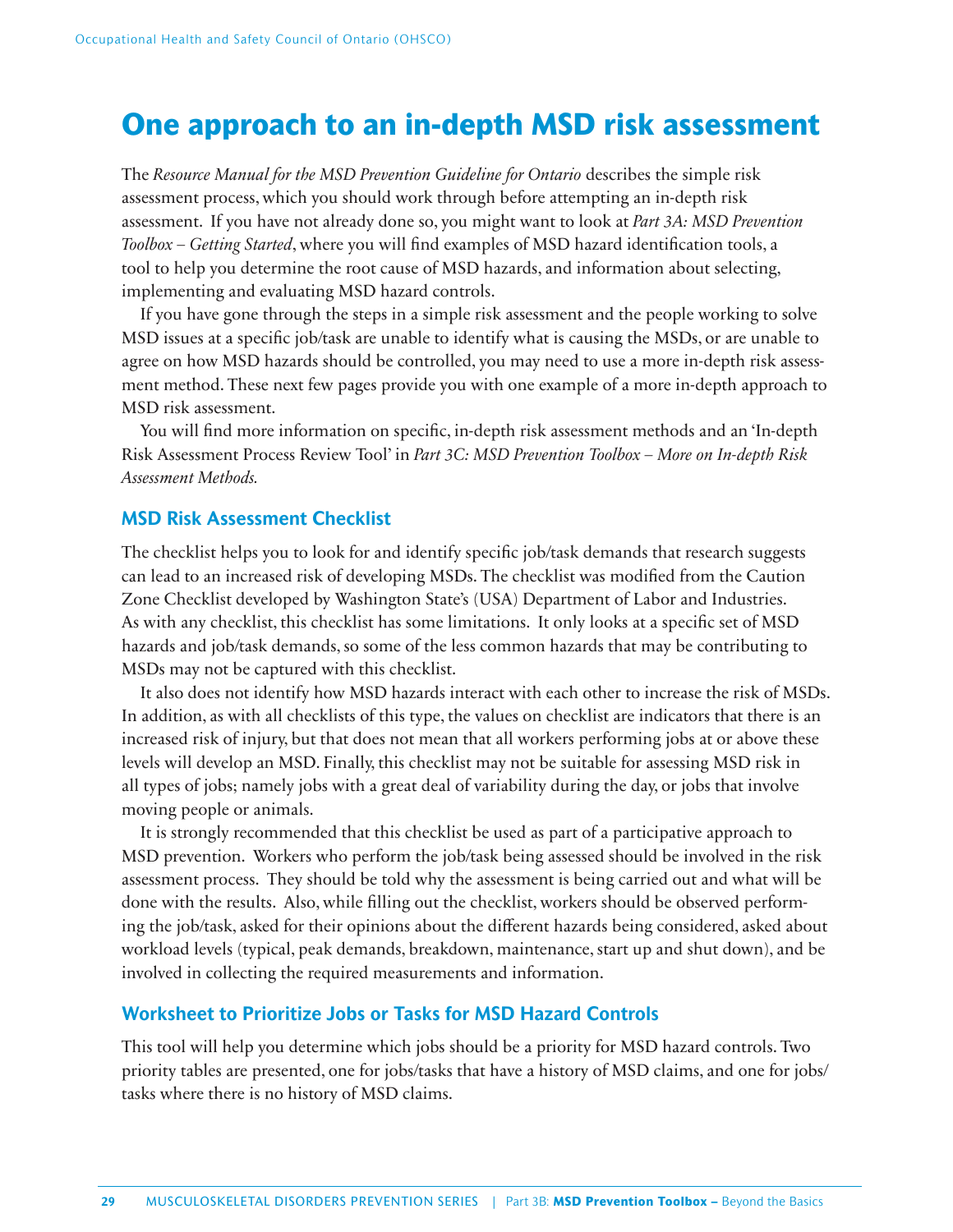# One approach to an in-depth MSD risk assessment

The *Resource Manual for the MSD Prevention Guideline for Ontario* describes the simple risk assessment process, which you should work through before attempting an in-depth risk assessment. If you have not already done so, you might want to look at *Part 3A: MSD Prevention Toolbox – Getting Started*, where you will find examples of MSD hazard identification tools, a tool to help you determine the root cause of MSD hazards, and information about selecting, implementing and evaluating MSD hazard controls.

If you have gone through the steps in a simple risk assessment and the people working to solve MSD issues at a specific job/task are unable to identify what is causing the MSDs, or are unable to agree on how MSD hazards should be controlled, you may need to use a more in-depth risk assessment method. These next few pages provide you with one example of a more in-depth approach to MSD risk assessment.

You will find more information on specific, in-depth risk assessment methods and an 'In-depth Risk Assessment Process Review Tool' in *Part 3C: MSD Prevention Toolbox – More on In-depth Risk Assessment Methods.*

## MSD Risk Assessment Checklist

The checklist helps you to look for and identify specific job/task demands that research suggests can lead to an increased risk of developing MSDs. The checklist was modified from the Caution Zone Checklist developed by Washington State's (USA) Department of Labor and Industries. As with any checklist, this checklist has some limitations. It only looks at a specific set of MSD hazards and job/task demands, so some of the less common hazards that may be contributing to MSDs may not be captured with this checklist.

It also does not identify how MSD hazards interact with each other to increase the risk of MSDs. In addition, as with all checklists of this type, the values on checklist are indicators that there is an increased risk of injury, but that does not mean that all workers performing jobs at or above these levels will develop an MSD. Finally, this checklist may not be suitable for assessing MSD risk in all types of jobs; namely jobs with a great deal of variability during the day, or jobs that involve moving people or animals.

It is strongly recommended that this checklist be used as part of a participative approach to MSD prevention. Workers who perform the job/task being assessed should be involved in the risk assessment process. They should be told why the assessment is being carried out and what will be done with the results. Also, while filling out the checklist, workers should be observed performing the job/task, asked for their opinions about the different hazards being considered, asked about workload levels (typical, peak demands, breakdown, maintenance, start up and shut down), and be involved in collecting the required measurements and information.

## Worksheet to Prioritize Jobs or Tasks for MSD Hazard Controls

This tool will help you determine which jobs should be a priority for MSD hazard controls. Two priority tables are presented, one for jobs/tasks that have a history of MSD claims, and one for jobs/tasks where there is no history of MSD claims.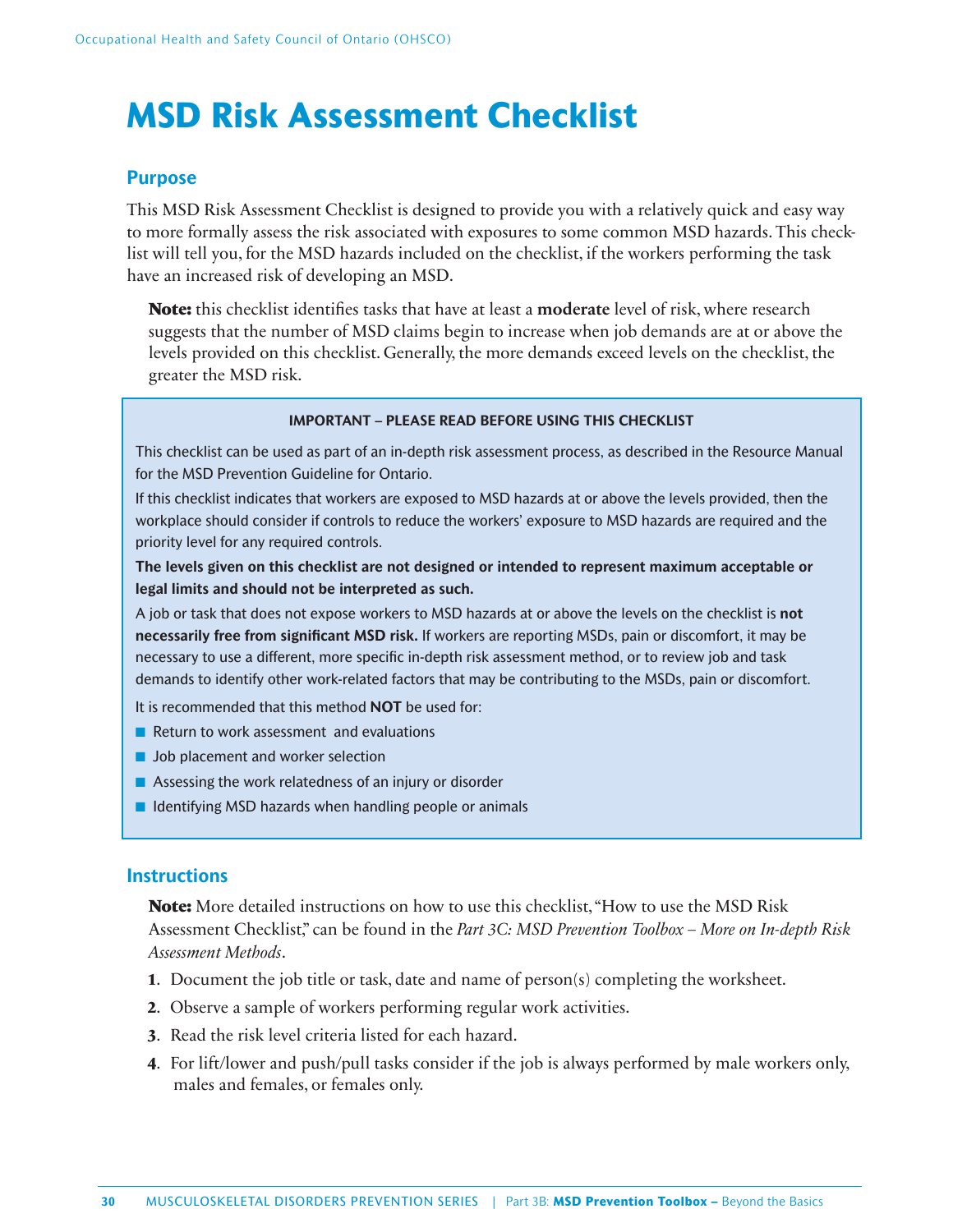# MSD Risk Assessment Checklist

## Purpose

This MSD Risk Assessment Checklist is designed to provide you with a relatively quick and easy way to more formally assess the risk associated with exposures to some common MSD hazards. This checklist will tell you, for the MSD hazards included on the checklist, if the workers performing the task have an increased risk of developing an MSD.

> **Note:** this checklist identifies tasks that have at least a **moderate** level of risk, where research suggests that the number of MSD claims begin to increase when job demands are at or above the levels provided on this checklist. Generally, the more demands exceed levels on the checklist, the greater the MSD risk.

**IMPORTANT – PLEASE READ BEFORE USING THIS CHECKLIST**

This checklist can be used as part of an in-depth risk assessment process, as described in the Resource Manual for the MSD Prevention Guideline for Ontario.

If this checklist indicates that workers are exposed to MSD hazards at or above the levels provided, then the workplace should consider if controls to reduce the workers' exposure to MSD hazards are required and the priority level for any required controls.

**The levels given on this checklist are not designed or intended to represent maximum acceptable or legal limits and should not be interpreted as such.**

A job or task that does not expose workers to MSD hazards at or above the levels on the checklist is **not necessarily free from significant MSD risk.** If workers are reporting MSDs, pain or discomfort, it may be necessary to use a different, more specific in-depth risk assessment method, or to review job and task demands to identify other work-related factors that may be contributing to the MSDs, pain or discomfort.

It is recommended that this method **NOT** be used for:

- Return to work assessment and evaluations
- Job placement and worker selection
- Assessing the work relatedness of an injury or disorder
- Identifying MSD hazards when handling people or animals

## Instructions

> **Note:** More detailed instructions on how to use this checklist, "How to use the MSD Risk Assessment Checklist," can be found in the *Part 3C: MSD Prevention Toolbox – More on In-depth Risk Assessment Methods*.

1. Document the job title or task, date and name of person(s) completing the worksheet.
2. Observe a sample of workers performing regular work activities.
3. Read the risk level criteria listed for each hazard.
4. For lift/lower and push/pull tasks consider if the job is always performed by male workers only, males and females, or females only.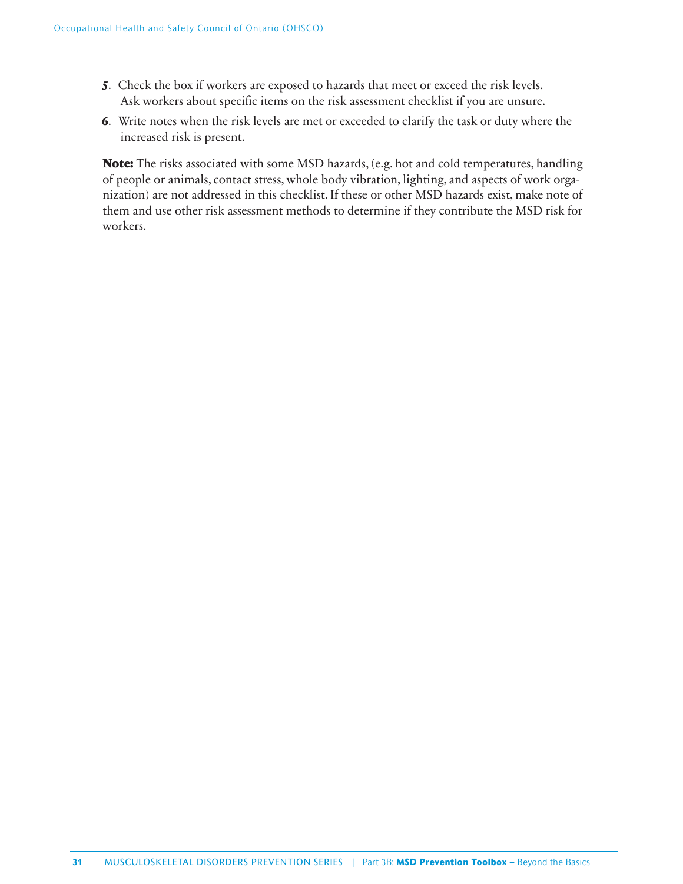5. Check the box if workers are exposed to hazards that meet or exceed the risk levels. Ask workers about specific items on the risk assessment checklist if you are unsure.
6. Write notes when the risk levels are met or exceeded to clarify the task or duty where the increased risk is present.

**Note:** The risks associated with some MSD hazards, (e.g. hot and cold temperatures, handling of people or animals, contact stress, whole body vibration, lighting, and aspects of work organization) are not addressed in this checklist. If these or other MSD hazards exist, make note of them and use other risk assessment methods to determine if they contribute the MSD risk for workers.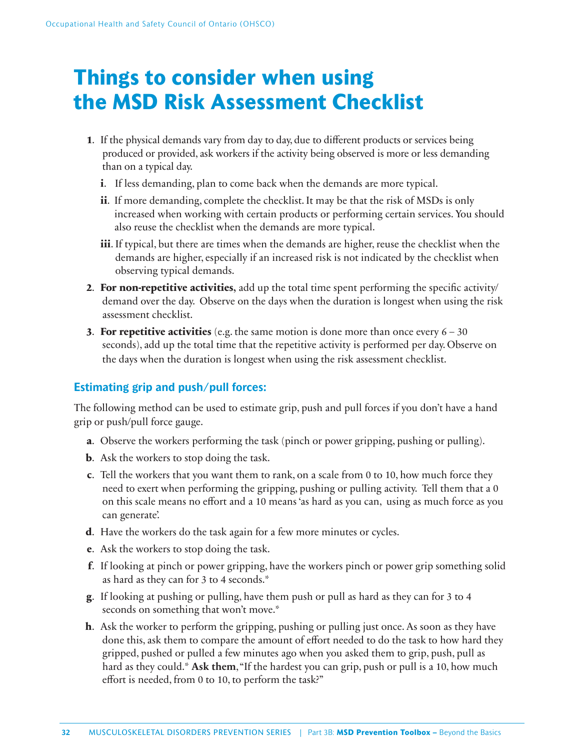# Things to consider when using the MSD Risk Assessment Checklist

1. If the physical demands vary from day to day, due to different products or services being produced or provided, ask workers if the activity being observed is more or less demanding than on a typical day.
   - **i**. If less demanding, plan to come back when the demands are more typical.
   - **ii**. If more demanding, complete the checklist. It may be that the risk of MSDs is only increased when working with certain products or performing certain services. You should also reuse the checklist when the demands are more typical.
   - **iii**. If typical, but there are times when the demands are higher, reuse the checklist when the demands are higher, especially if an increased risk is not indicated by the checklist when observing typical demands.
2. **For non-repetitive activities**, add up the total time spent performing the specific activity/demand over the day. Observe on the days when the duration is longest when using the risk assessment checklist.
3. **For repetitive activities** (e.g. the same motion is done more than once every 6 – 30 seconds), add up the total time that the repetitive activity is performed per day. Observe on the days when the duration is longest when using the risk assessment checklist.

## Estimating grip and push/pull forces:

The following method can be used to estimate grip, push and pull forces if you don't have a hand grip or push/pull force gauge.

- **a**. Observe the workers performing the task (pinch or power gripping, pushing or pulling).
- **b**. Ask the workers to stop doing the task.
- **c**. Tell the workers that you want them to rank, on a scale from 0 to 10, how much force they need to exert when performing the gripping, pushing or pulling activity. Tell them that a 0 on this scale means no effort and a 10 means 'as hard as you can, using as much force as you can generate'.
- **d**. Have the workers do the task again for a few more minutes or cycles.
- **e**. Ask the workers to stop doing the task.
- **f**. If looking at pinch or power gripping, have the workers pinch or power grip something solid as hard as they can for 3 to 4 seconds.*
- **g**. If looking at pushing or pulling, have them push or pull as hard as they can for 3 to 4 seconds on something that won't move.*
- **h**. Ask the worker to perform the gripping, pushing or pulling just once. As soon as they have done this, ask them to compare the amount of effort needed to do the task to how hard they gripped, pushed or pulled a few minutes ago when you asked them to grip, push, pull as hard as they could.* **Ask them**, "If the hardest you can grip, push or pull is a 10, how much effort is needed, from 0 to 10, to perform the task?"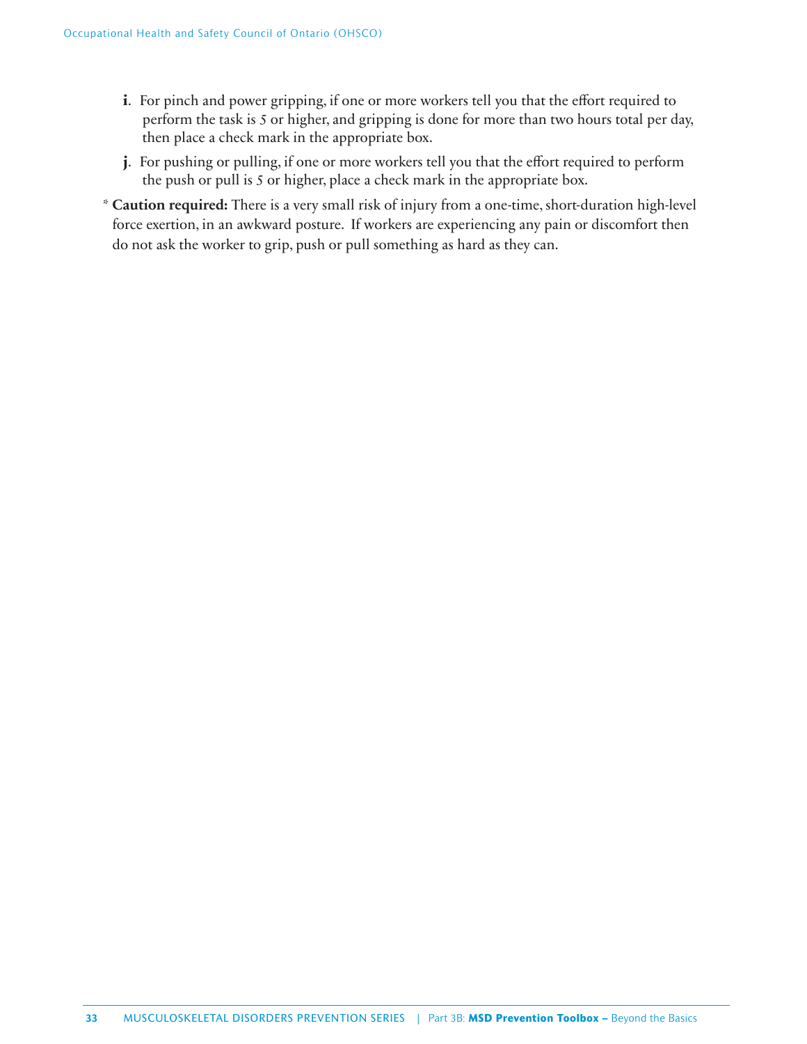**i**. For pinch and power gripping, if one or more workers tell you that the effort required to perform the task is 5 or higher, and gripping is done for more than two hours total per day, then place a check mark in the appropriate box.

**j**. For pushing or pulling, if one or more workers tell you that the effort required to perform the push or pull is 5 or higher, place a check mark in the appropriate box.

\* **Caution required:** There is a very small risk of injury from a one-time, short-duration high-level force exertion, in an awkward posture. If workers are experiencing any pain or discomfort then do not ask the worker to grip, push or pull something as hard as they can.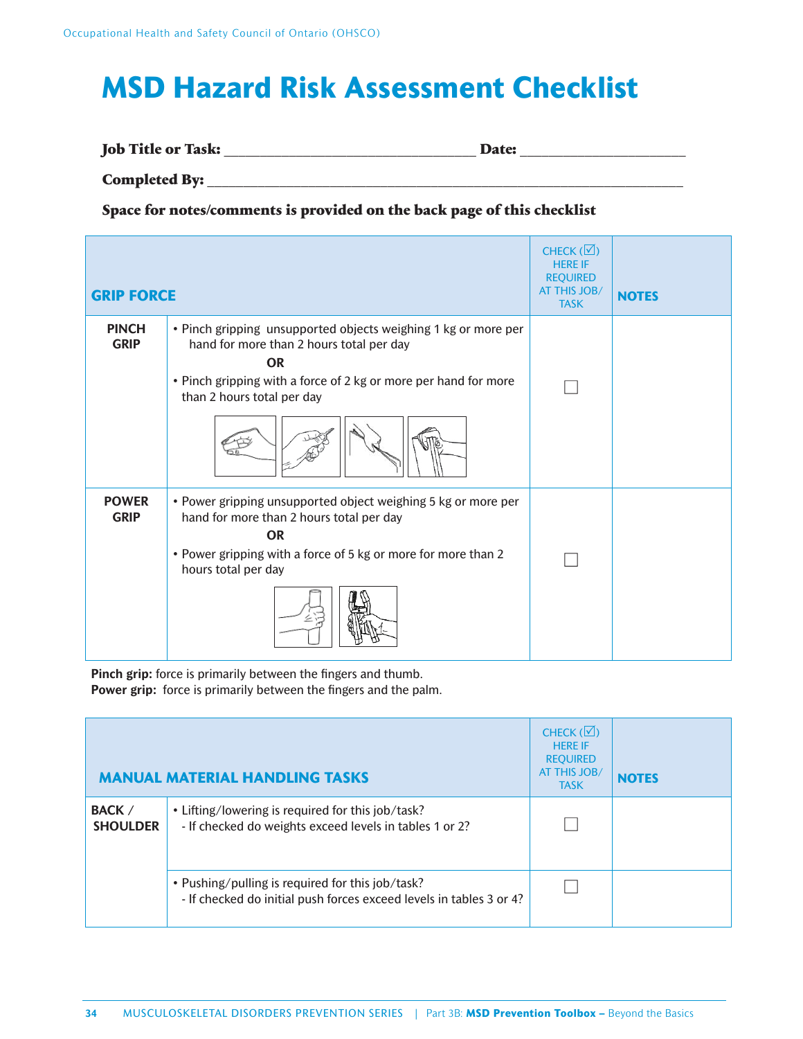# MSD Hazard Risk Assessment Checklist

**Job Title or Task:** ______________________________ **Date:** ____________________

**Completed By:** ____________________________________________________________

**Space for notes/comments is provided on the back page of this checklist**

| GRIP FORCE | | CHECK (☑) HERE IF REQUIRED AT THIS JOB/ TASK | NOTES |
|---|---|---|---|
| **PINCH GRIP** | • Pinch gripping unsupported objects weighing 1 kg or more per hand for more than 2 hours total per day<br>**OR**<br>• Pinch gripping with a force of 2 kg or more per hand for more than 2 hours total per day | ☐ | |
| **POWER GRIP** | • Power gripping unsupported object weighing 5 kg or more per hand for more than 2 hours total per day<br>**OR**<br>• Power gripping with a force of 5 kg or more for more than 2 hours total per day | ☐ | |

**Pinch grip:** force is primarily between the fingers and thumb.
**Power grip:** force is primarily between the fingers and the palm.

| MANUAL MATERIAL HANDLING TASKS | | CHECK (☑) HERE IF REQUIRED AT THIS JOB/ TASK | NOTES |
|---|---|---|---|
| **BACK / SHOULDER** | • Lifting/lowering is required for this job/task?<br>- If checked do weights exceed levels in tables 1 or 2? | ☐ | |
| | • Pushing/pulling is required for this job/task?<br>- If checked do initial push forces exceed levels in tables 3 or 4? | ☐ | |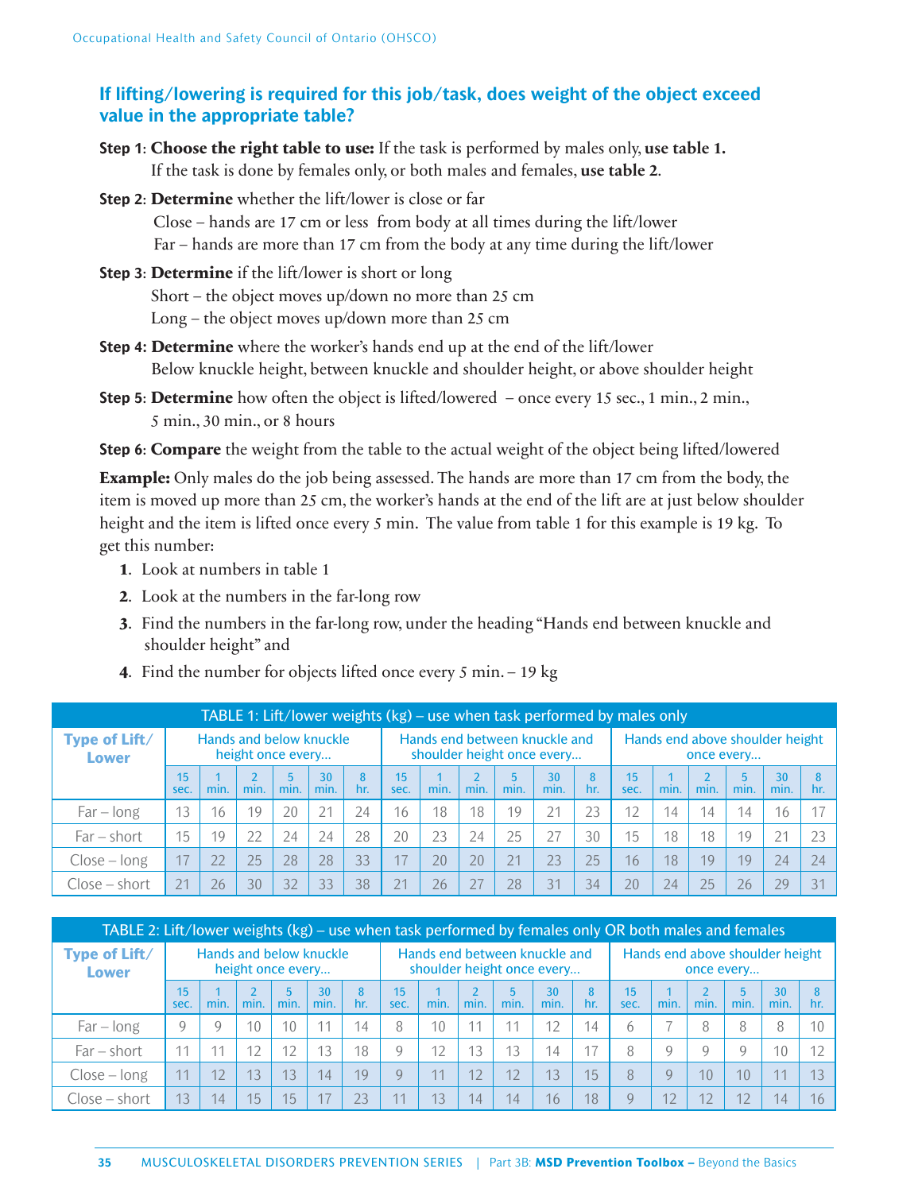## If lifting/lowering is required for this job/task, does weight of the object exceed value in the appropriate table?

**Step 1**: **Choose the right table to use:** If the task is performed by males only, **use table 1.** If the task is done by females only, or both males and females, **use table 2**.

**Step 2**: **Determine** whether the lift/lower is close or far
Close – hands are 17 cm or less from body at all times during the lift/lower
Far – hands are more than 17 cm from the body at any time during the lift/lower

**Step 3**: **Determine** if the lift/lower is short or long
Short – the object moves up/down no more than 25 cm
Long – the object moves up/down more than 25 cm

**Step 4: Determine** where the worker's hands end up at the end of the lift/lower
Below knuckle height, between knuckle and shoulder height, or above shoulder height

**Step 5**: **Determine** how often the object is lifted/lowered – once every 15 sec., 1 min., 2 min., 5 min., 30 min., or 8 hours

**Step 6**: **Compare** the weight from the table to the actual weight of the object being lifted/lowered

**Example:** Only males do the job being assessed. The hands are more than 17 cm from the body, the item is moved up more than 25 cm, the worker's hands at the end of the lift are at just below shoulder height and the item is lifted once every 5 min. The value from table 1 for this example is 19 kg. To get this number:

1. Look at numbers in table 1
2. Look at the numbers in the far-long row
3. Find the numbers in the far-long row, under the heading "Hands end between knuckle and shoulder height" and
4. Find the number for objects lifted once every 5 min. – 19 kg

**TABLE 1: Lift/lower weights (kg) – use when task performed by males only**

| Type of Lift/ Lower | Hands and below knuckle height once every... | | | | | | Hands end between knuckle and shoulder height once every... | | | | | | Hands end above shoulder height once every... | | | | | |
|---|---|---|---|---|---|---|---|---|---|---|---|---|---|---|---|---|---|---|
| | 15 sec. | 1 min. | 2 min. | 5 min. | 30 min. | 8 hr. | 15 sec. | 1 min. | 2 min. | 5 min. | 30 min. | 8 hr. | 15 sec. | 1 min. | 2 min. | 5 min. | 30 min. | 8 hr. |
| Far – long | 13 | 16 | 19 | 20 | 21 | 24 | 16 | 18 | 18 | 19 | 21 | 23 | 12 | 14 | 14 | 14 | 16 | 17 |
| Far – short | 15 | 19 | 22 | 24 | 24 | 28 | 20 | 23 | 24 | 25 | 27 | 30 | 15 | 18 | 18 | 19 | 21 | 23 |
| Close – long | 17 | 22 | 25 | 28 | 28 | 33 | 17 | 20 | 20 | 21 | 23 | 25 | 16 | 18 | 19 | 19 | 24 | 24 |
| Close – short | 21 | 26 | 30 | 32 | 33 | 38 | 21 | 26 | 27 | 28 | 31 | 34 | 20 | 24 | 25 | 26 | 29 | 31 |

**TABLE 2: Lift/lower weights (kg) – use when task performed by females only OR both males and females**

| Type of Lift/ Lower | Hands and below knuckle height once every... | | | | | | Hands end between knuckle and shoulder height once every... | | | | | | Hands end above shoulder height once every... | | | | | |
|---|---|---|---|---|---|---|---|---|---|---|---|---|---|---|---|---|---|---|
| | 15 sec. | 1 min. | 2 min. | 5 min. | 30 min. | 8 hr. | 15 sec. | 1 min. | 2 min. | 5 min. | 30 min. | 8 hr. | 15 sec. | 1 min. | 2 min. | 5 min. | 30 min. | 8 hr. |
| Far – long | 9 | 9 | 10 | 10 | 11 | 14 | 8 | 10 | 11 | 11 | 12 | 14 | 6 | 7 | 8 | 8 | 8 | 10 |
| Far – short | 11 | 11 | 12 | 12 | 13 | 18 | 9 | 12 | 13 | 13 | 14 | 17 | 8 | 9 | 9 | 9 | 10 | 12 |
| Close – long | 11 | 12 | 13 | 13 | 14 | 19 | 9 | 11 | 12 | 12 | 13 | 15 | 8 | 9 | 10 | 10 | 11 | 13 |
| Close – short | 13 | 14 | 15 | 15 | 17 | 23 | 11 | 13 | 14 | 14 | 16 | 18 | 9 | 12 | 12 | 12 | 14 | 16 |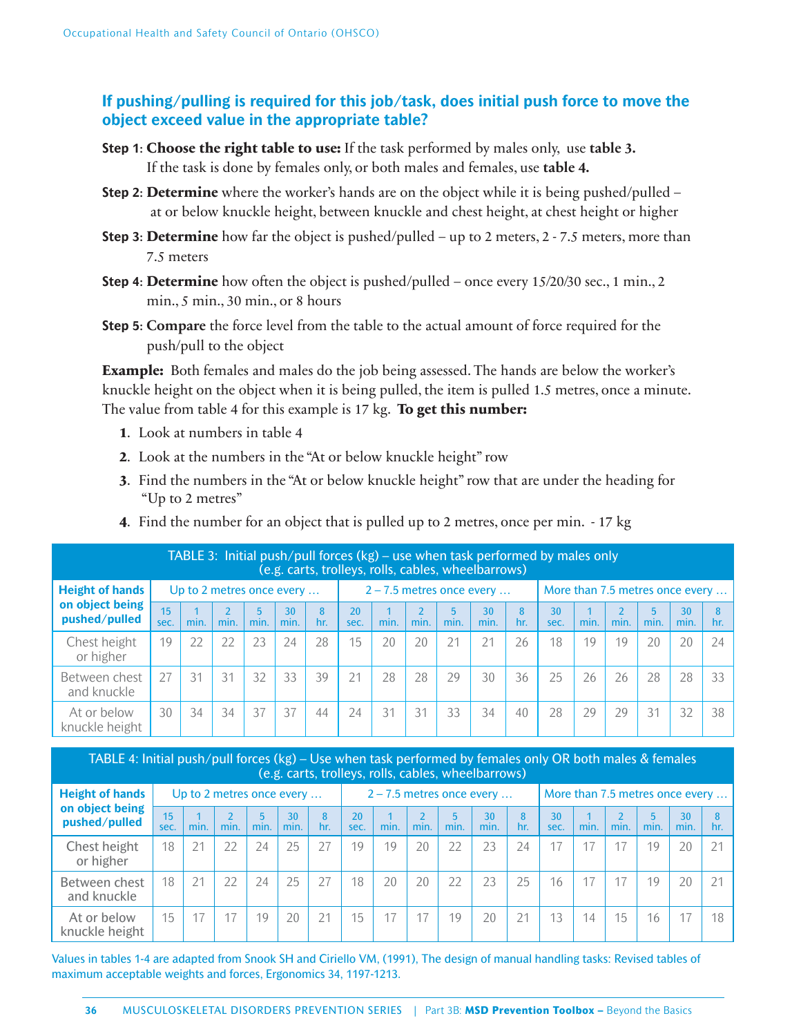## If pushing/pulling is required for this job/task, does initial push force to move the object exceed value in the appropriate table?

**Step 1**: **Choose the right table to use:** If the task performed by males only, use **table 3.** If the task is done by females only, or both males and females, use **table 4.**

**Step 2**: **Determine** where the worker's hands are on the object while it is being pushed/pulled – at or below knuckle height, between knuckle and chest height, at chest height or higher

**Step 3**: **Determine** how far the object is pushed/pulled – up to 2 meters, 2 - 7.5 meters, more than 7.5 meters

**Step 4**: **Determine** how often the object is pushed/pulled – once every 15/20/30 sec., 1 min., 2 min., 5 min., 30 min., or 8 hours

**Step 5**: **Compare** the force level from the table to the actual amount of force required for the push/pull to the object

**Example:** Both females and males do the job being assessed. The hands are below the worker's knuckle height on the object when it is being pulled, the item is pulled 1.5 metres, once a minute. The value from table 4 for this example is 17 kg. **To get this number:**

1. Look at numbers in table 4
2. Look at the numbers in the "At or below knuckle height" row
3. Find the numbers in the "At or below knuckle height" row that are under the heading for "Up to 2 metres"
4. Find the number for an object that is pulled up to 2 metres, once per min. - 17 kg

**TABLE 3: Initial push/pull forces (kg) – use when task performed by males only (e.g. carts, trolleys, rolls, cables, wheelbarrows)**

| Height of hands on object being pushed/pulled | Up to 2 metres once every … | | | | | | 2 – 7.5 metres once every … | | | | | | More than 7.5 metres once every … | | | | | |
|---|---|---|---|---|---|---|---|---|---|---|---|---|---|---|---|---|---|---|
| | 15 sec. | 1 min. | 2 min. | 5 min. | 30 min. | 8 hr. | 20 sec. | 1 min. | 2 min. | 5 min. | 30 min. | 8 hr. | 30 sec. | 1 min. | 2 min. | 5 min. | 30 min. | 8 hr. |
| Chest height or higher | 19 | 22 | 22 | 23 | 24 | 28 | 15 | 20 | 20 | 21 | 21 | 26 | 18 | 19 | 19 | 20 | 20 | 24 |
| Between chest and knuckle | 27 | 31 | 31 | 32 | 33 | 39 | 21 | 28 | 28 | 29 | 30 | 36 | 25 | 26 | 26 | 28 | 28 | 33 |
| At or below knuckle height | 30 | 34 | 34 | 37 | 37 | 44 | 24 | 31 | 31 | 33 | 34 | 40 | 28 | 29 | 29 | 31 | 32 | 38 |

**TABLE 4: Initial push/pull forces (kg) – Use when task performed by females only OR both males & females (e.g. carts, trolleys, rolls, cables, wheelbarrows)**

| Height of hands on object being pushed/pulled | Up to 2 metres once every … | | | | | | 2 – 7.5 metres once every … | | | | | | More than 7.5 metres once every … | | | | | |
|---|---|---|---|---|---|---|---|---|---|---|---|---|---|---|---|---|---|---|
| | 15 sec. | 1 min. | 2 min. | 5 min. | 30 min. | 8 hr. | 20 sec. | 1 min. | 2 min. | 5 min. | 30 min. | 8 hr. | 30 sec. | 1 min. | 2 min. | 5 min. | 30 min. | 8 hr. |
| Chest height or higher | 18 | 21 | 22 | 24 | 25 | 27 | 19 | 19 | 20 | 22 | 23 | 24 | 17 | 17 | 17 | 19 | 20 | 21 |
| Between chest and knuckle | 18 | 21 | 22 | 24 | 25 | 27 | 18 | 20 | 20 | 22 | 23 | 25 | 16 | 17 | 17 | 19 | 20 | 21 |
| At or below knuckle height | 15 | 17 | 17 | 19 | 20 | 21 | 15 | 17 | 17 | 19 | 20 | 21 | 13 | 14 | 15 | 16 | 17 | 18 |

Values in tables 1-4 are adapted from Snook SH and Ciriello VM, (1991), The design of manual handling tasks: Revised tables of maximum acceptable weights and forces, Ergonomics 34, 1197-1213.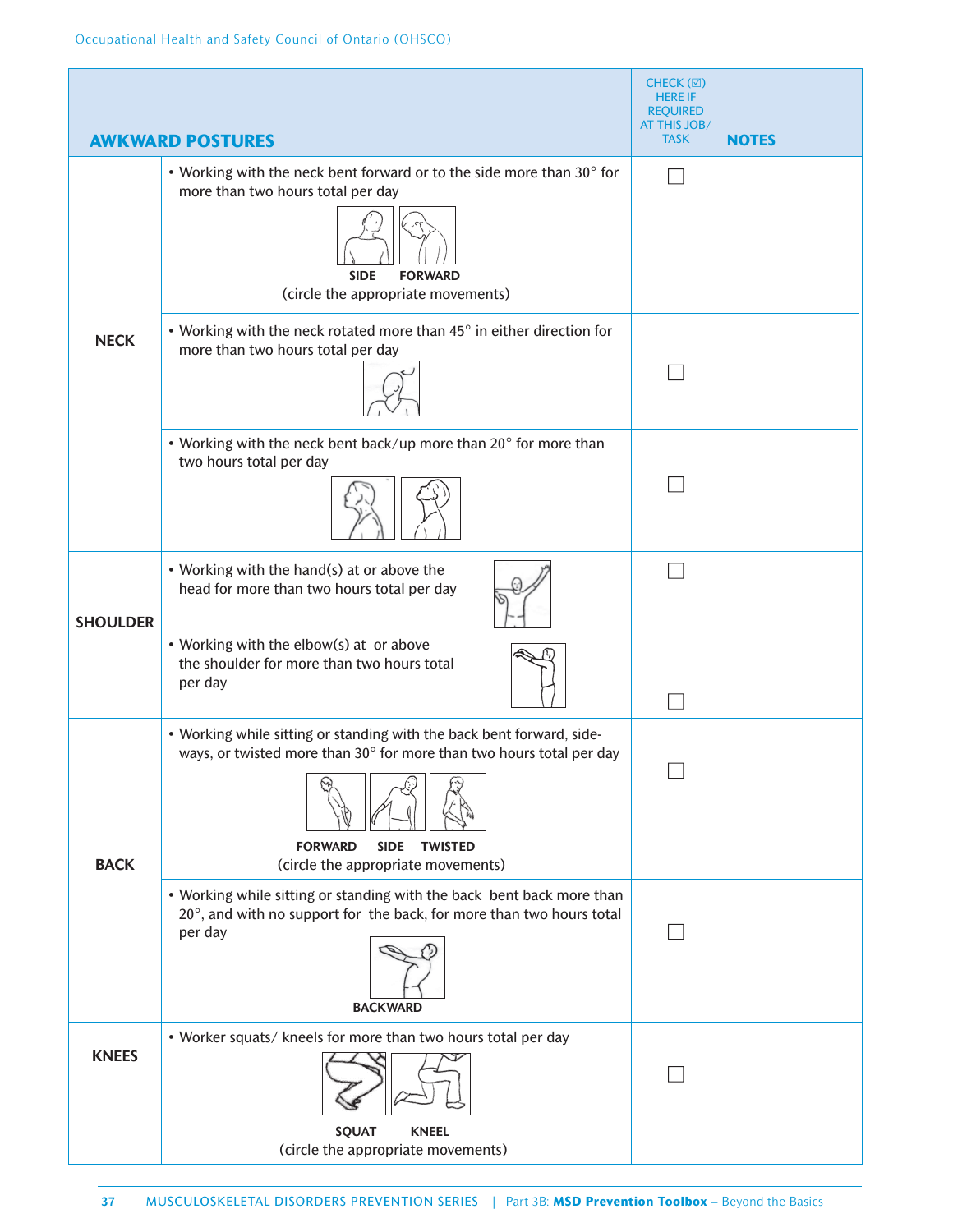| AWKWARD POSTURES | | CHECK (☑) HERE IF REQUIRED AT THIS JOB/ TASK | NOTES |
|---|---|---|---|
| NECK | • Working with the neck bent forward or to the side more than 30° for more than two hours total per day<br><br>SIDE FORWARD<br>(circle the appropriate movements) | ☐ | |
| | • Working with the neck rotated more than 45° in either direction for more than two hours total per day | ☐ | |
| | • Working with the neck bent back/up more than 20° for more than two hours total per day | ☐ | |
| SHOULDER | • Working with the hand(s) at or above the head for more than two hours total per day | ☐ | |
| | • Working with the elbow(s) at or above the shoulder for more than two hours total per day | ☐ | |
| BACK | • Working while sitting or standing with the back bent forward, sideways, or twisted more than 30° for more than two hours total per day<br><br>FORWARD SIDE TWISTED<br>(circle the appropriate movements) | ☐ | |
| | • Working while sitting or standing with the back bent back more than 20°, and with no support for the back, for more than two hours total per day<br><br>BACKWARD | ☐ | |
| KNEES | • Worker squats/ kneels for more than two hours total per day<br><br>SQUAT KNEEL<br>(circle the appropriate movements) | ☐ | |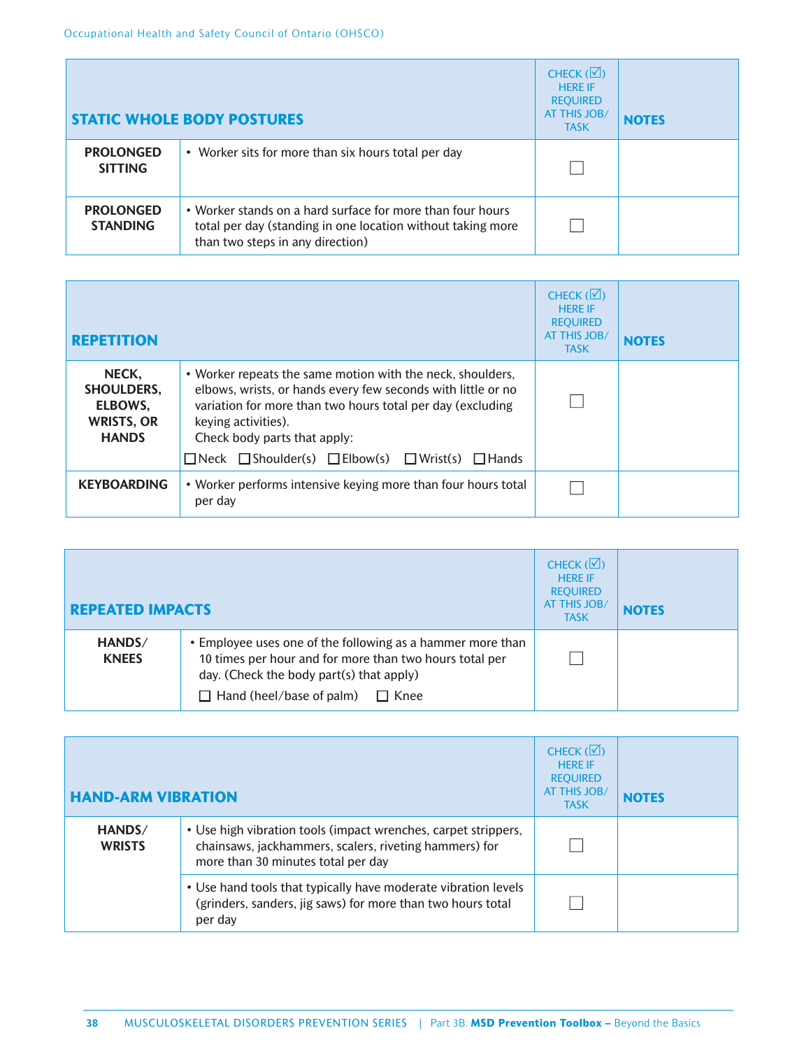| STATIC WHOLE BODY POSTURES | | CHECK (☑) HERE IF REQUIRED AT THIS JOB/ TASK | NOTES |
|---|---|---|---|
| **PROLONGED SITTING** | • Worker sits for more than six hours total per day | ☐ | |
| **PROLONGED STANDING** | • Worker stands on a hard surface for more than four hours total per day (standing in one location without taking more than two steps in any direction) | ☐ | |

| REPETITION | | CHECK (☑) HERE IF REQUIRED AT THIS JOB/ TASK | NOTES |
|---|---|---|---|
| **NECK, SHOULDERS, ELBOWS, WRISTS, OR HANDS** | • Worker repeats the same motion with the neck, shoulders, elbows, wrists, or hands every few seconds with little or no variation for more than two hours total per day (excluding keying activities). Check body parts that apply: ☐ Neck ☐ Shoulder(s) ☐ Elbow(s) ☐ Wrist(s) ☐ Hands | ☐ | |
| **KEYBOARDING** | • Worker performs intensive keying more than four hours total per day | ☐ | |

| REPEATED IMPACTS | | CHECK (☑) HERE IF REQUIRED AT THIS JOB/ TASK | NOTES |
|---|---|---|---|
| **HANDS/ KNEES** | • Employee uses one of the following as a hammer more than 10 times per hour and for more than two hours total per day. (Check the body part(s) that apply) ☐ Hand (heel/base of palm) ☐ Knee | ☐ | |

| HAND-ARM VIBRATION | | CHECK (☑) HERE IF REQUIRED AT THIS JOB/ TASK | NOTES |
|---|---|---|---|
| **HANDS/ WRISTS** | • Use high vibration tools (impact wrenches, carpet strippers, chainsaws, jackhammers, scalers, riveting hammers) for more than 30 minutes total per day | ☐ | |
| | • Use hand tools that typically have moderate vibration levels (grinders, sanders, jig saws) for more than two hours total per day | ☐ | |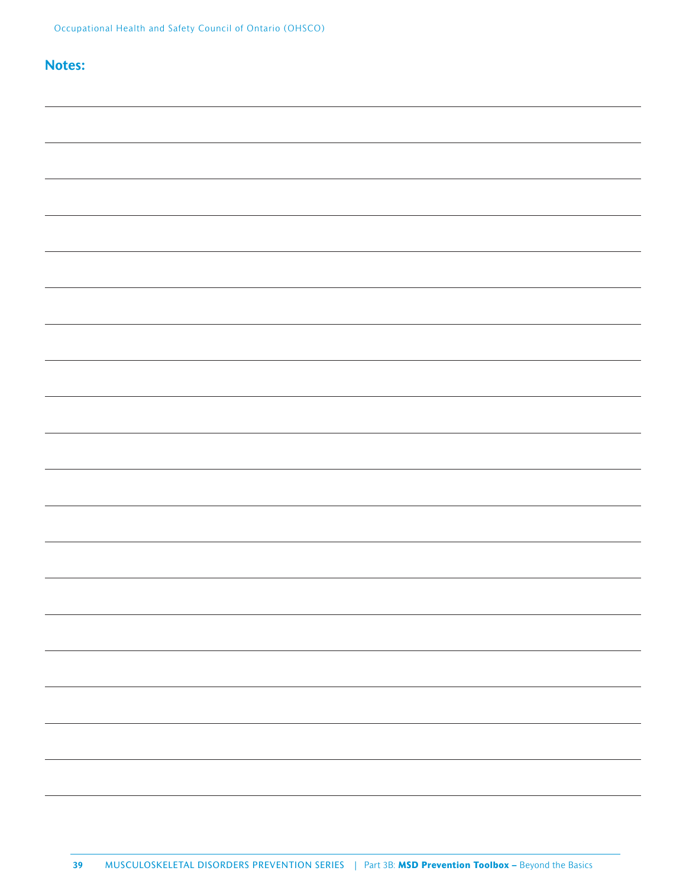## Notes: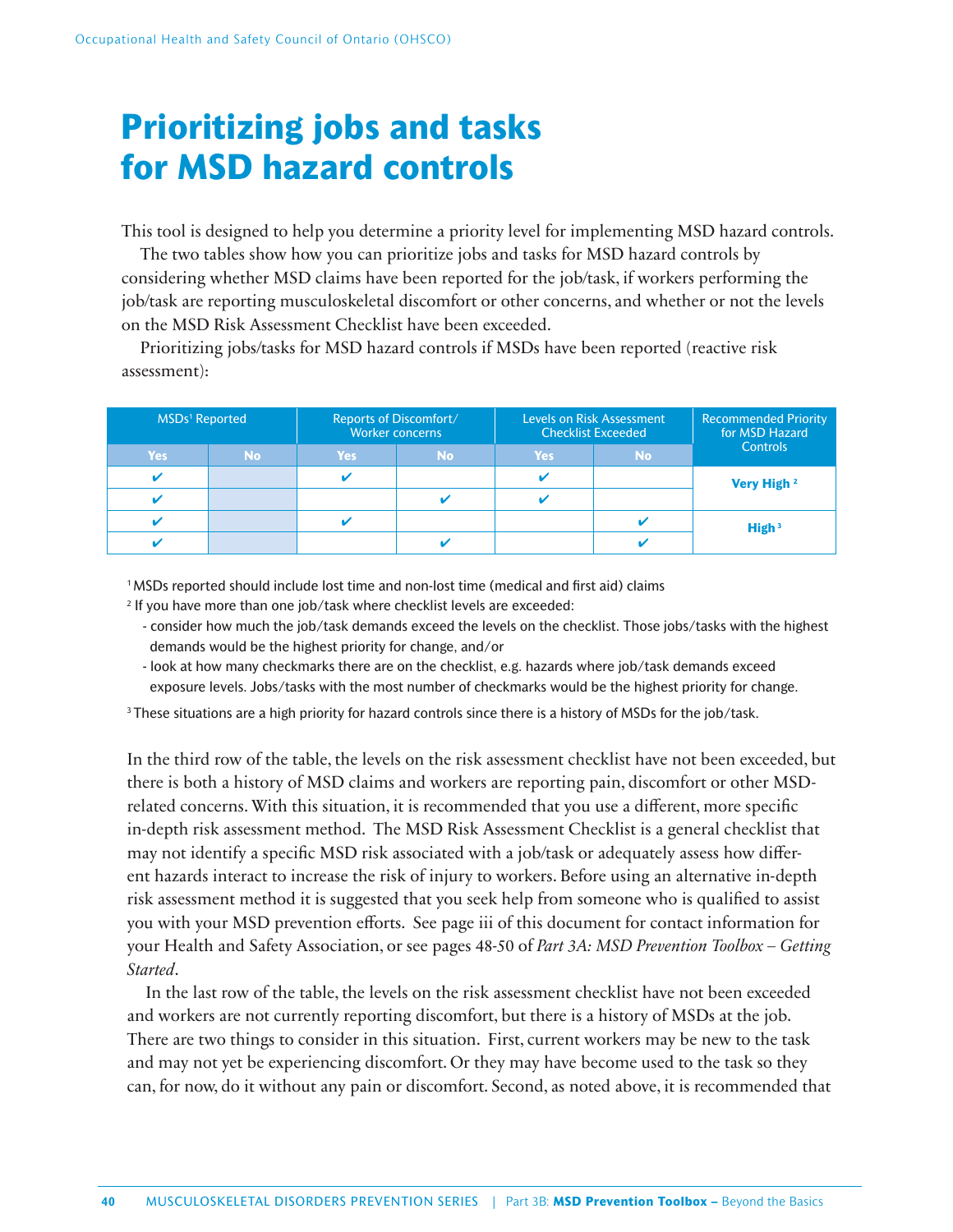# Prioritizing jobs and tasks for MSD hazard controls

This tool is designed to help you determine a priority level for implementing MSD hazard controls.

The two tables show how you can prioritize jobs and tasks for MSD hazard controls by considering whether MSD claims have been reported for the job/task, if workers performing the job/task are reporting musculoskeletal discomfort or other concerns, and whether or not the levels on the MSD Risk Assessment Checklist have been exceeded.

Prioritizing jobs/tasks for MSD hazard controls if MSDs have been reported (reactive risk assessment):

| MSDs[1] Reported | | Reports of Discomfort/ Worker concerns | | Levels on Risk Assessment Checklist Exceeded | | Recommended Priority for MSD Hazard Controls |
|---|---|---|---|---|---|---|
| Yes | No | Yes | No | Yes | No | |
| ✔ | | ✔ | | ✔ | | **Very High** [2] |
| ✔ | | | ✔ | ✔ | | |
| ✔ | | ✔ | | | ✔ | **High** [3] |
| ✔ | | | ✔ | | ✔ | |

[1] MSDs reported should include lost time and non-lost time (medical and first aid) claims

[2] If you have more than one job/task where checklist levels are exceeded:

- consider how much the job/task demands exceed the levels on the checklist. Those jobs/tasks with the highest demands would be the highest priority for change, and/or
- look at how many checkmarks there are on the checklist, e.g. hazards where job/task demands exceed exposure levels. Jobs/tasks with the most number of checkmarks would be the highest priority for change.

[3] These situations are a high priority for hazard controls since there is a history of MSDs for the job/task.

In the third row of the table, the levels on the risk assessment checklist have not been exceeded, but there is both a history of MSD claims and workers are reporting pain, discomfort or other MSD-related concerns. With this situation, it is recommended that you use a different, more specific in-depth risk assessment method. The MSD Risk Assessment Checklist is a general checklist that may not identify a specific MSD risk associated with a job/task or adequately assess how different hazards interact to increase the risk of injury to workers. Before using an alternative in-depth risk assessment method it is suggested that you seek help from someone who is qualified to assist you with your MSD prevention efforts. See page iii of this document for contact information for your Health and Safety Association, or see pages 48-50 of *Part 3A: MSD Prevention Toolbox – Getting Started*.

In the last row of the table, the levels on the risk assessment checklist have not been exceeded and workers are not currently reporting discomfort, but there is a history of MSDs at the job. There are two things to consider in this situation. First, current workers may be new to the task and may not yet be experiencing discomfort. Or they may have become used to the task so they can, for now, do it without any pain or discomfort. Second, as noted above, it is recommended that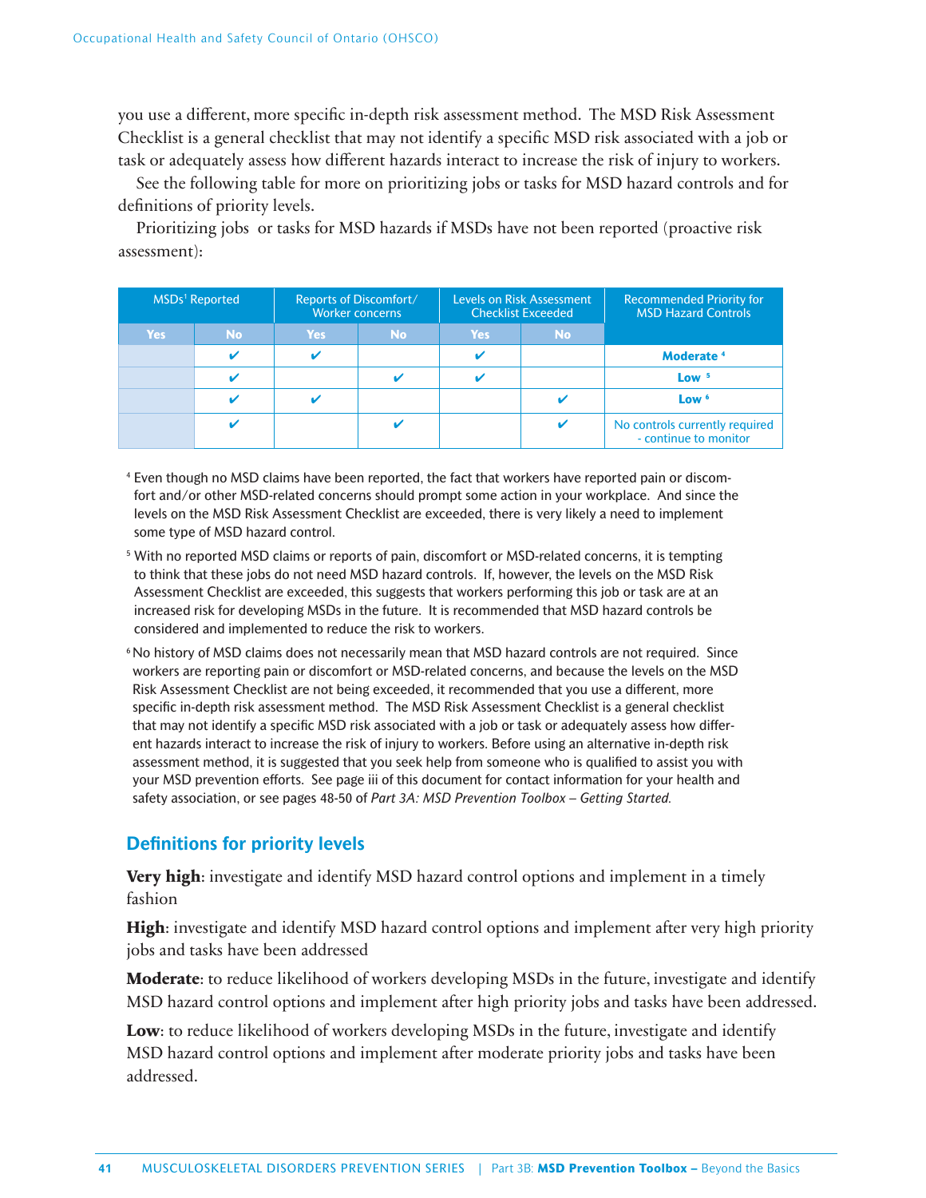you use a different, more specific in-depth risk assessment method. The MSD Risk Assessment Checklist is a general checklist that may not identify a specific MSD risk associated with a job or task or adequately assess how different hazards interact to increase the risk of injury to workers.

See the following table for more on prioritizing jobs or tasks for MSD hazard controls and for definitions of priority levels.

Prioritizing jobs or tasks for MSD hazards if MSDs have not been reported (proactive risk assessment):

| MSDs[1] Reported | | Reports of Discomfort/ Worker concerns | | Levels on Risk Assessment Checklist Exceeded | | Recommended Priority for MSD Hazard Controls |
|---|---|---|---|---|---|---|
| Yes | No | Yes | No | Yes | No | |
| | ✔ | ✔ | | ✔ | | **Moderate** [4] |
| | ✔ | | ✔ | ✔ | | **Low** [5] |
| | ✔ | ✔ | | | ✔ | **Low** [6] |
| | ✔ | | ✔ | | ✔ | No controls currently required - continue to monitor |

[4] Even though no MSD claims have been reported, the fact that workers have reported pain or discomfort and/or other MSD-related concerns should prompt some action in your workplace. And since the levels on the MSD Risk Assessment Checklist are exceeded, there is very likely a need to implement some type of MSD hazard control.

[5] With no reported MSD claims or reports of pain, discomfort or MSD-related concerns, it is tempting to think that these jobs do not need MSD hazard controls. If, however, the levels on the MSD Risk Assessment Checklist are exceeded, this suggests that workers performing this job or task are at an increased risk for developing MSDs in the future. It is recommended that MSD hazard controls be considered and implemented to reduce the risk to workers.

[6] No history of MSD claims does not necessarily mean that MSD hazard controls are not required. Since workers are reporting pain or discomfort or MSD-related concerns, and because the levels on the MSD Risk Assessment Checklist are not being exceeded, it recommended that you use a different, more specific in-depth risk assessment method. The MSD Risk Assessment Checklist is a general checklist that may not identify a specific MSD risk associated with a job or task or adequately assess how different hazards interact to increase the risk of injury to workers. Before using an alternative in-depth risk assessment method, it is suggested that you seek help from someone who is qualified to assist you with your MSD prevention efforts. See page iii of this document for contact information for your health and safety association, or see pages 48-50 of *Part 3A: MSD Prevention Toolbox – Getting Started.*

## Definitions for priority levels

**Very high**: investigate and identify MSD hazard control options and implement in a timely fashion

**High**: investigate and identify MSD hazard control options and implement after very high priority jobs and tasks have been addressed

**Moderate**: to reduce likelihood of workers developing MSDs in the future, investigate and identify MSD hazard control options and implement after high priority jobs and tasks have been addressed.

**Low**: to reduce likelihood of workers developing MSDs in the future, investigate and identify MSD hazard control options and implement after moderate priority jobs and tasks have been addressed.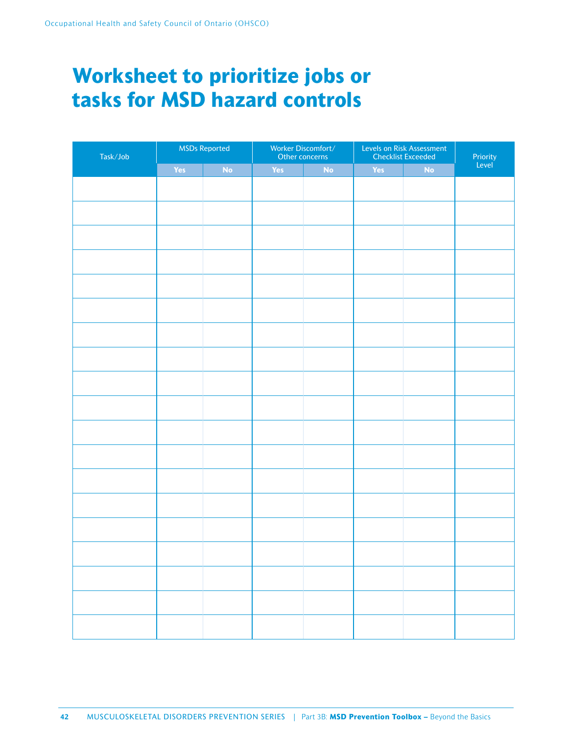# Worksheet to prioritize jobs or tasks for MSD hazard controls

| Task/Job | MSDs Reported | | Worker Discomfort/ Other concerns | | Levels on Risk Assessment Checklist Exceeded | | Priority Level |
|---|---|---|---|---|---|---|---|
| | Yes | No | Yes | No | Yes | No | |
| | | | | | | | |
| | | | | | | | |
| | | | | | | | |
| | | | | | | | |
| | | | | | | | |
| | | | | | | | |
| | | | | | | | |
| | | | | | | | |
| | | | | | | | |
| | | | | | | | |
| | | | | | | | |
| | | | | | | | |
| | | | | | | | |
| | | | | | | | |
| | | | | | | | |
| | | | | | | | |
| | | | | | | | |
| | | | | | | | |
| | | | | | | | |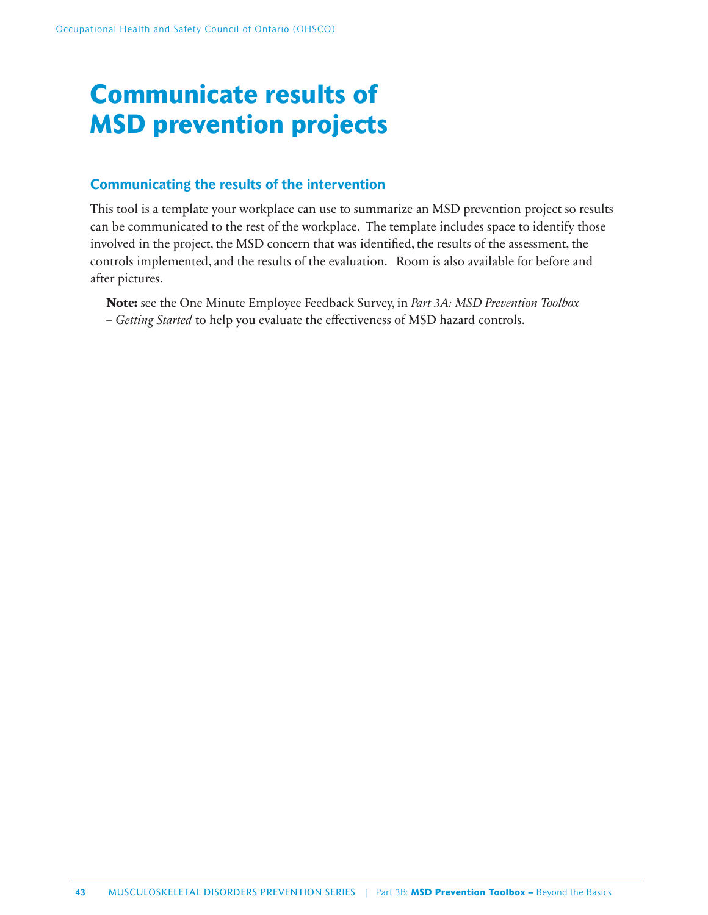# Communicate results of MSD prevention projects

## Communicating the results of the intervention

This tool is a template your workplace can use to summarize an MSD prevention project so results can be communicated to the rest of the workplace. The template includes space to identify those involved in the project, the MSD concern that was identified, the results of the assessment, the controls implemented, and the results of the evaluation. Room is also available for before and after pictures.

> **Note:** see the One Minute Employee Feedback Survey, in *Part 3A: MSD Prevention Toolbox – Getting Started* to help you evaluate the effectiveness of MSD hazard controls.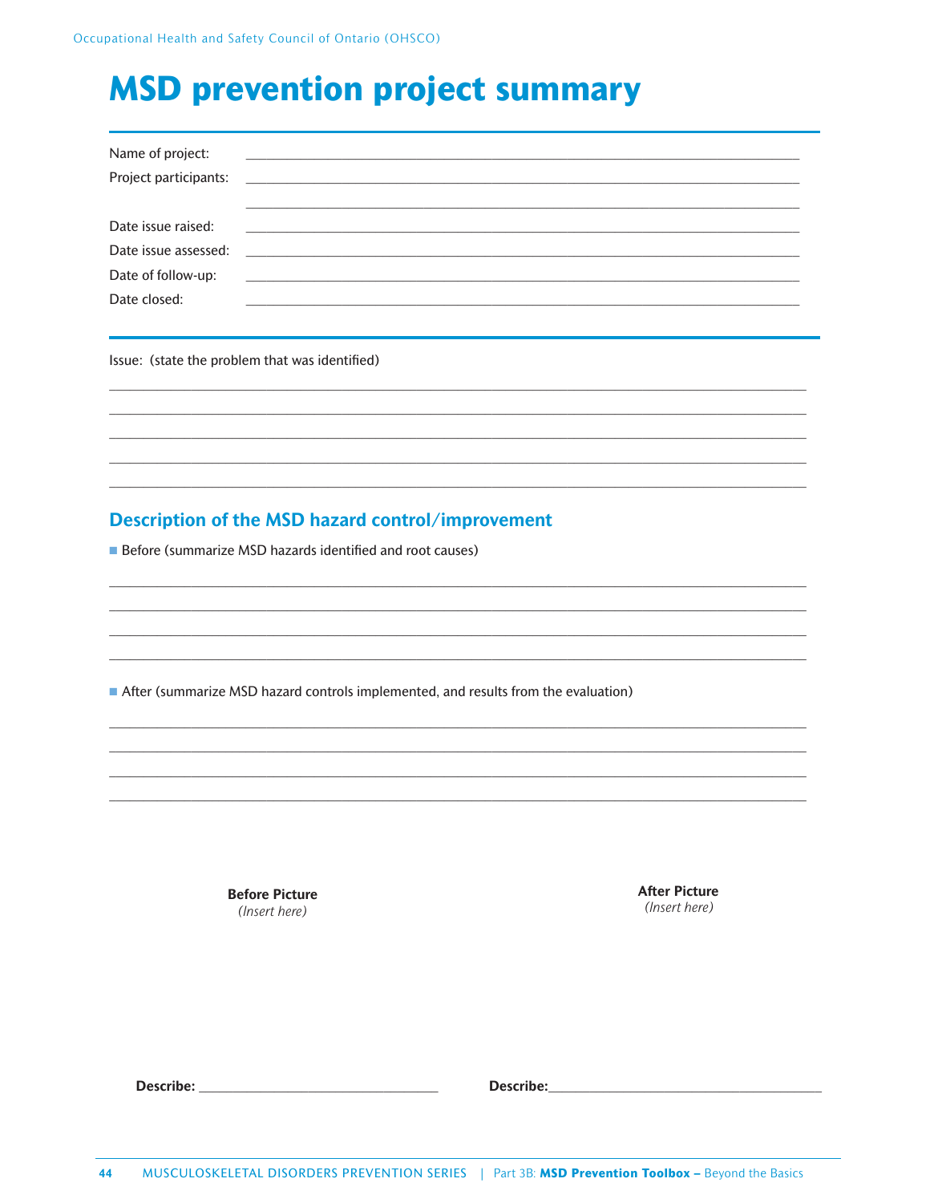# MSD prevention project summary

Name of project: ______________________________________________

Project participants: ______________________________________________

______________________________________________

Date issue raised: ______________________________________________

Date issue assessed: ______________________________________________

Date of follow-up: ______________________________________________

Date closed: ______________________________________________

Issue: (state the problem that was identified)

______________________________________________

______________________________________________

______________________________________________

______________________________________________

______________________________________________

## Description of the MSD hazard control/improvement

- Before (summarize MSD hazards identified and root causes)

______________________________________________

______________________________________________

______________________________________________

______________________________________________

- After (summarize MSD hazard controls implemented, and results from the evaluation)

______________________________________________

______________________________________________

______________________________________________

______________________________________________

**Before Picture**
*(Insert here)*

**After Picture**
*(Insert here)*

**Describe:** ______________________________

**Describe:** ______________________________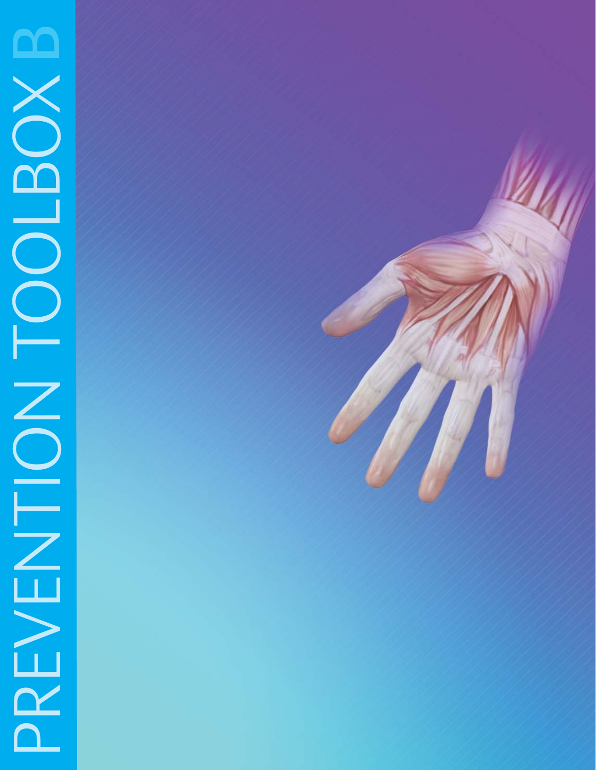PREVENTION TOOLBOX B